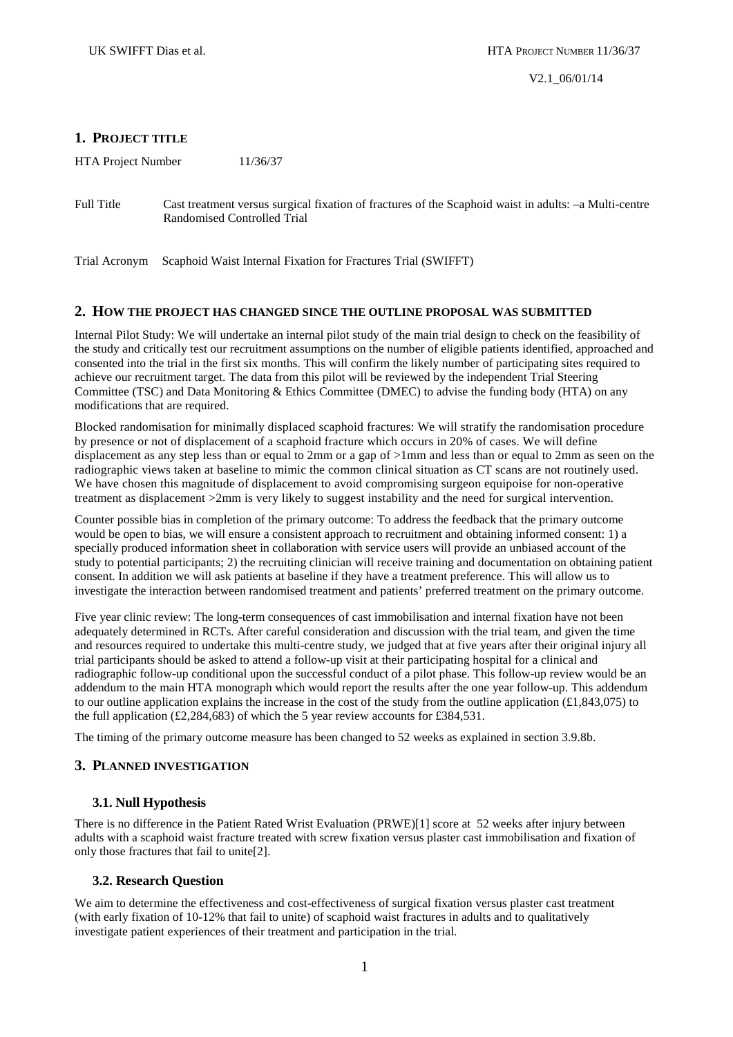## 1. PROJECT TITLE

HTA Project Number 11/36/37

Full Title Cast treatment versus surgical fixation of fractures of the Scaphoid waist in adults: –a Multi-centre Randomised Controlled Trial

Trial Acronym Scaphoid Waist Internal Fixation for Fractures Trial (SWIFFT)

## 2. HOW THE PROJECT HAS CHANGED SINCE THE OUTLINE PROPOSAL WAS SUBMITTED

Internal Pilot Study: We will undertake an internal pilot study of the main trial design to check on the feasibility of the study and critically test our recruitment assumptions on the number of eligible patients identified, approached and consented into the trial in the first six months. This will confirm the likely number of participating sites required to achieve our recruitment target. The data from this pilot will be reviewed by the independent Trial Steering Committee (TSC) and Data Monitoring & Ethics Committee (DMEC) to advise the funding body (HTA) on any modifications that are required.

Blocked randomisation for minimally displaced scaphoid fractures: We will stratify the randomisation procedure by presence or not of displacement of a scaphoid fracture which occurs in 20% of cases. We will define displacement as any step less than or equal to 2mm or a gap of >1mm and less than or equal to 2mm as seen on the radiographic views taken at baseline to mimic the common clinical situation as CT scans are not routinely used. We have chosen this magnitude of displacement to avoid compromising surgeon equipoise for non-operative treatment as displacement >2mm is very likely to suggest instability and the need for surgical intervention.

Counter possible bias in completion of the primary outcome: To address the feedback that the primary outcome would be open to bias, we will ensure a consistent approach to recruitment and obtaining informed consent: 1) a specially produced information sheet in collaboration with service users will provide an unbiased account of the study to potential participants; 2) the recruiting clinician will receive training and documentation on obtaining patient consent. In addition we will ask patients at baseline if they have a treatment preference. This will allow us to investigate the interaction between randomised treatment and patients' preferred treatment on the primary outcome.

Five year clinic review: The long-term consequences of cast immobilisation and internal fixation have not been adequately determined in RCTs. After careful consideration and discussion with the trial team, and given the time and resources required to undertake this multi-centre study, we judged that at five years after their original injury all trial participants should be asked to attend a follow-up visit at their participating hospital for a clinical and radiographic follow-up conditional upon the successful conduct of a pilot phase. This follow-up review would be an addendum to the main HTA monograph which would report the results after the one year follow-up. This addendum to our outline application explains the increase in the cost of the study from the outline application (£1,843,075) to the full application (£2,284,683) of which the 5 year review accounts for £384,531.

The timing of the primary outcome measure has been changed to 52 weeks as explained in section 3.9.8b.

## 3. PLANNED INVESTIGATION

### 3.1. Null Hypothesis

There is no difference in the Patient Rated Wrist Evaluation (PRWE)[1] score at 52 weeks after injury between adults with a scaphoid waist fracture treated with screw fixation versus plaster cast immobilisation and fixation of only those fractures that fail to unite[2].

### 3.2. Research Question

We aim to determine the effectiveness and cost-effectiveness of surgical fixation versus plaster cast treatment (with early fixation of 10-12% that fail to unite) of scaphoid waist fractures in adults and to qualitatively investigate patient experiences of their treatment and participation in the trial.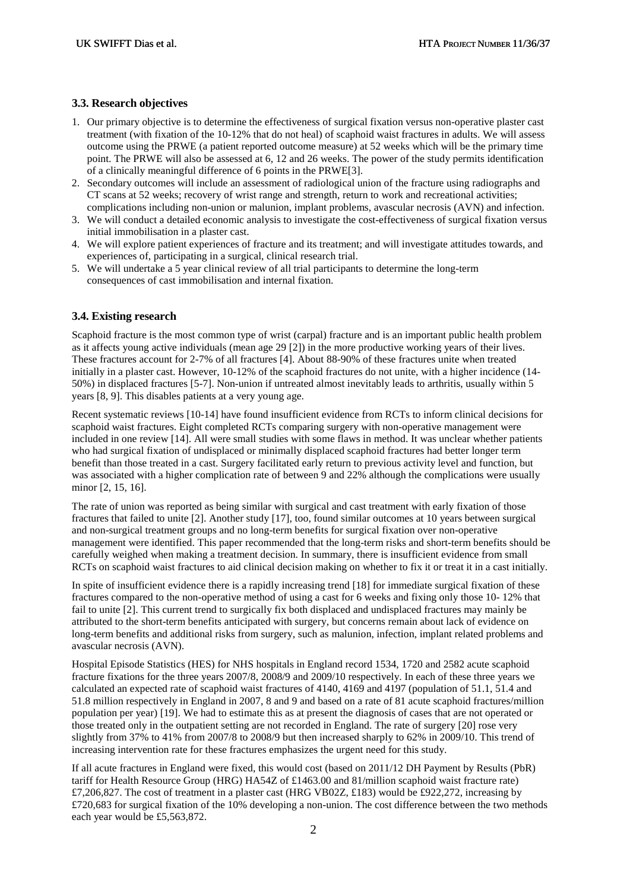### 3.3. Research objectives

1. Our primary objective is to determine the effectiveness of surgical fixation versus non-operative plaster cast treatment (with fixation of the 10-12% that do not heal) of scaphoid waist fractures in adults. We will assess outcome using the PRWE (a patient reported outcome measure) at 52 weeks which will be the primary time point. The PRWE will also be assessed at 6, 12 and 26 weeks. The power of the study permits identification of a clinically meaningful difference of 6 points in the PRWE[3].
2. Secondary outcomes will include an assessment of radiological union of the fracture using radiographs and CT scans at 52 weeks; recovery of wrist range and strength, return to work and recreational activities; complications including non-union or malunion, implant problems, avascular necrosis (AVN) and infection.
3. We will conduct a detailed economic analysis to investigate the cost-effectiveness of surgical fixation versus initial immobilisation in a plaster cast.
4. We will explore patient experiences of fracture and its treatment; and will investigate attitudes towards, and experiences of, participating in a surgical, clinical research trial.
5. We will undertake a 5 year clinical review of all trial participants to determine the long-term consequences of cast immobilisation and internal fixation.

### 3.4. Existing research

Scaphoid fracture is the most common type of wrist (carpal) fracture and is an important public health problem as it affects young active individuals (mean age 29 [2]) in the more productive working years of their lives. These fractures account for 2-7% of all fractures [4]. About 88-90% of these fractures unite when treated initially in a plaster cast. However, 10-12% of the scaphoid fractures do not unite, with a higher incidence (14-50%) in displaced fractures [5-7]. Non-union if untreated almost inevitably leads to arthritis, usually within 5 years [8, 9]. This disables patients at a very young age.

Recent systematic reviews [10-14] have found insufficient evidence from RCTs to inform clinical decisions for scaphoid waist fractures. Eight completed RCTs comparing surgery with non-operative management were included in one review [14]. All were small studies with some flaws in method. It was unclear whether patients who had surgical fixation of undisplaced or minimally displaced scaphoid fractures had better longer term benefit than those treated in a cast. Surgery facilitated early return to previous activity level and function, but was associated with a higher complication rate of between 9 and 22% although the complications were usually minor [2, 15, 16].

The rate of union was reported as being similar with surgical and cast treatment with early fixation of those fractures that failed to unite [2]. Another study [17], too, found similar outcomes at 10 years between surgical and non-surgical treatment groups and no long-term benefits for surgical fixation over non-operative management were identified. This paper recommended that the long-term risks and short-term benefits should be carefully weighed when making a treatment decision. In summary, there is insufficient evidence from small RCTs on scaphoid waist fractures to aid clinical decision making on whether to fix it or treat it in a cast initially.

In spite of insufficient evidence there is a rapidly increasing trend [18] for immediate surgical fixation of these fractures compared to the non-operative method of using a cast for 6 weeks and fixing only those 10- 12% that fail to unite [2]. This current trend to surgically fix both displaced and undisplaced fractures may mainly be attributed to the short-term benefits anticipated with surgery, but concerns remain about lack of evidence on long-term benefits and additional risks from surgery, such as malunion, infection, implant related problems and avascular necrosis (AVN).

Hospital Episode Statistics (HES) for NHS hospitals in England record 1534, 1720 and 2582 acute scaphoid fracture fixations for the three years 2007/8, 2008/9 and 2009/10 respectively. In each of these three years we calculated an expected rate of scaphoid waist fractures of 4140, 4169 and 4197 (population of 51.1, 51.4 and 51.8 million respectively in England in 2007, 8 and 9 and based on a rate of 81 acute scaphoid fractures/million population per year) [19]. We had to estimate this as at present the diagnosis of cases that are not operated or those treated only in the outpatient setting are not recorded in England. The rate of surgery [20] rose very slightly from 37% to 41% from 2007/8 to 2008/9 but then increased sharply to 62% in 2009/10. This trend of increasing intervention rate for these fractures emphasizes the urgent need for this study.

If all acute fractures in England were fixed, this would cost (based on 2011/12 DH Payment by Results (PbR) tariff for Health Resource Group (HRG) HA54Z of £1463.00 and 81/million scaphoid waist fracture rate) £7,206,827. The cost of treatment in a plaster cast (HRG VB02Z, £183) would be £922,272, increasing by £720,683 for surgical fixation of the 10% developing a non-union. The cost difference between the two methods each year would be £5,563,872.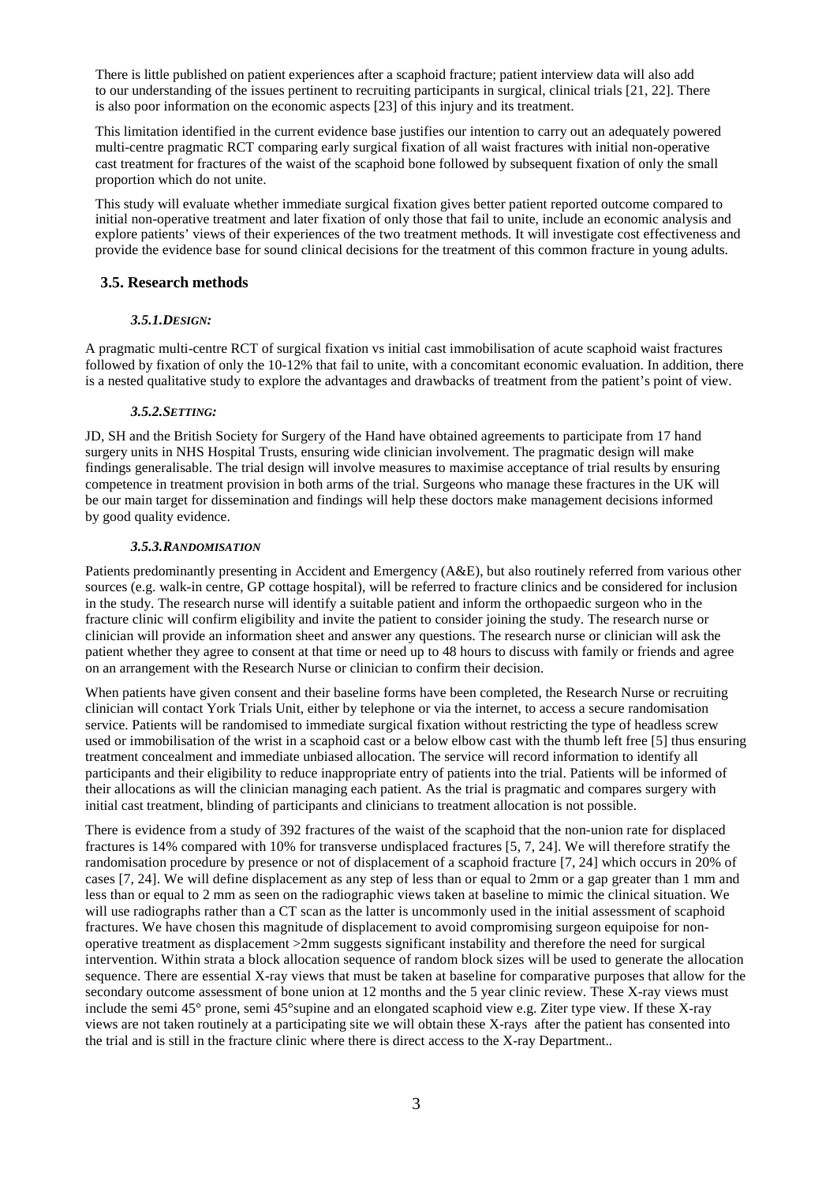There is little published on patient experiences after a scaphoid fracture; patient interview data will also add to our understanding of the issues pertinent to recruiting participants in surgical, clinical trials [21, 22]. There is also poor information on the economic aspects [23] of this injury and its treatment.

This limitation identified in the current evidence base justifies our intention to carry out an adequately powered multi-centre pragmatic RCT comparing early surgical fixation of all waist fractures with initial non-operative cast treatment for fractures of the waist of the scaphoid bone followed by subsequent fixation of only the small proportion which do not unite.

This study will evaluate whether immediate surgical fixation gives better patient reported outcome compared to initial non-operative treatment and later fixation of only those that fail to unite, include an economic analysis and explore patients' views of their experiences of the two treatment methods. It will investigate cost effectiveness and provide the evidence base for sound clinical decisions for the treatment of this common fracture in young adults.

## 3.5. Research methods

### *3.5.1. DESIGN:*

A pragmatic multi-centre RCT of surgical fixation vs initial cast immobilisation of acute scaphoid waist fractures followed by fixation of only the 10-12% that fail to unite, with a concomitant economic evaluation. In addition, there is a nested qualitative study to explore the advantages and drawbacks of treatment from the patient's point of view.

### *3.5.2. SETTING:*

JD, SH and the British Society for Surgery of the Hand have obtained agreements to participate from 17 hand surgery units in NHS Hospital Trusts, ensuring wide clinician involvement. The pragmatic design will make findings generalisable. The trial design will involve measures to maximise acceptance of trial results by ensuring competence in treatment provision in both arms of the trial. Surgeons who manage these fractures in the UK will be our main target for dissemination and findings will help these doctors make management decisions informed by good quality evidence.

### *3.5.3. RANDOMISATION*

Patients predominantly presenting in Accident and Emergency (A&E), but also routinely referred from various other sources (e.g. walk-in centre, GP cottage hospital), will be referred to fracture clinics and be considered for inclusion in the study. The research nurse will identify a suitable patient and inform the orthopaedic surgeon who in the fracture clinic will confirm eligibility and invite the patient to consider joining the study. The research nurse or clinician will provide an information sheet and answer any questions. The research nurse or clinician will ask the patient whether they agree to consent at that time or need up to 48 hours to discuss with family or friends and agree on an arrangement with the Research Nurse or clinician to confirm their decision.

When patients have given consent and their baseline forms have been completed, the Research Nurse or recruiting clinician will contact York Trials Unit, either by telephone or via the internet, to access a secure randomisation service. Patients will be randomised to immediate surgical fixation without restricting the type of headless screw used or immobilisation of the wrist in a scaphoid cast or a below elbow cast with the thumb left free [5] thus ensuring treatment concealment and immediate unbiased allocation. The service will record information to identify all participants and their eligibility to reduce inappropriate entry of patients into the trial. Patients will be informed of their allocations as will the clinician managing each patient. As the trial is pragmatic and compares surgery with initial cast treatment, blinding of participants and clinicians to treatment allocation is not possible.

There is evidence from a study of 392 fractures of the waist of the scaphoid that the non-union rate for displaced fractures is 14% compared with 10% for transverse undisplaced fractures [5, 7, 24]. We will therefore stratify the randomisation procedure by presence or not of displacement of a scaphoid fracture [7, 24] which occurs in 20% of cases [7, 24]. We will define displacement as any step of less than or equal to 2mm or a gap greater than 1 mm and less than or equal to 2 mm as seen on the radiographic views taken at baseline to mimic the clinical situation. We will use radiographs rather than a CT scan as the latter is uncommonly used in the initial assessment of scaphoid fractures. We have chosen this magnitude of displacement to avoid compromising surgeon equipoise for non-operative treatment as displacement >2mm suggests significant instability and therefore the need for surgical intervention. Within strata a block allocation sequence of random block sizes will be used to generate the allocation sequence. There are essential X-ray views that must be taken at baseline for comparative purposes that allow for the secondary outcome assessment of bone union at 12 months and the 5 year clinic review. These X-ray views must include the semi 45° prone, semi 45°supine and an elongated scaphoid view e.g. Ziter type view. If these X-ray views are not taken routinely at a participating site we will obtain these X-rays after the patient has consented into the trial and is still in the fracture clinic where there is direct access to the X-ray Department..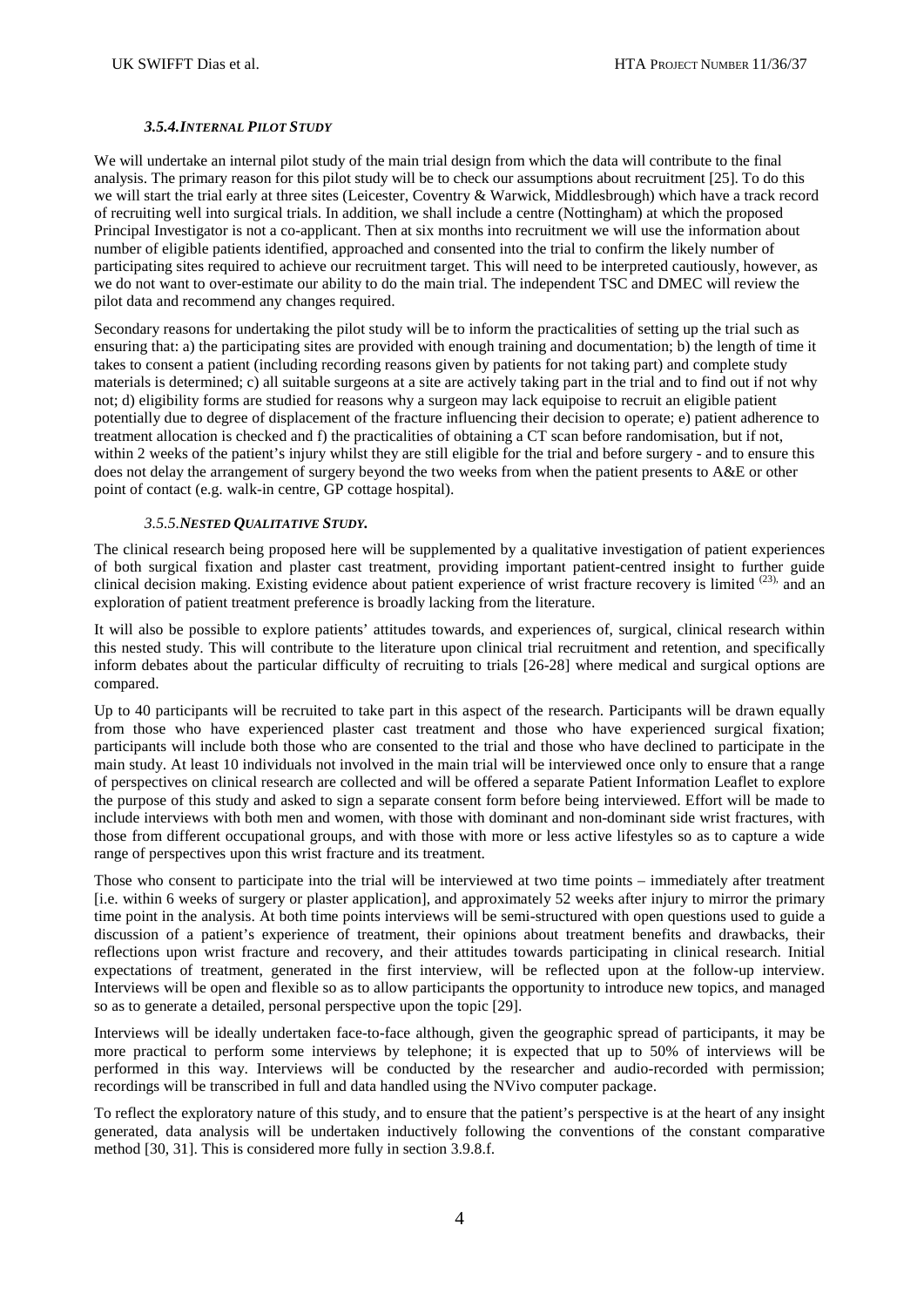#### *3.5.4. INTERNAL PILOT STUDY*

We will undertake an internal pilot study of the main trial design from which the data will contribute to the final analysis. The primary reason for this pilot study will be to check our assumptions about recruitment [25]. To do this we will start the trial early at three sites (Leicester, Coventry & Warwick, Middlesbrough) which have a track record of recruiting well into surgical trials. In addition, we shall include a centre (Nottingham) at which the proposed Principal Investigator is not a co-applicant. Then at six months into recruitment we will use the information about number of eligible patients identified, approached and consented into the trial to confirm the likely number of participating sites required to achieve our recruitment target. This will need to be interpreted cautiously, however, as we do not want to over-estimate our ability to do the main trial. The independent TSC and DMEC will review the pilot data and recommend any changes required.

Secondary reasons for undertaking the pilot study will be to inform the practicalities of setting up the trial such as ensuring that: a) the participating sites are provided with enough training and documentation; b) the length of time it takes to consent a patient (including recording reasons given by patients for not taking part) and complete study materials is determined; c) all suitable surgeons at a site are actively taking part in the trial and to find out if not why not; d) eligibility forms are studied for reasons why a surgeon may lack equipoise to recruit an eligible patient potentially due to degree of displacement of the fracture influencing their decision to operate; e) patient adherence to treatment allocation is checked and f) the practicalities of obtaining a CT scan before randomisation, but if not, within 2 weeks of the patient's injury whilst they are still eligible for the trial and before surgery - and to ensure this does not delay the arrangement of surgery beyond the two weeks from when the patient presents to A&E or other point of contact (e.g. walk-in centre, GP cottage hospital).

#### *3.5.5. NESTED QUALITATIVE STUDY.*

The clinical research being proposed here will be supplemented by a qualitative investigation of patient experiences of both surgical fixation and plaster cast treatment, providing important patient-centred insight to further guide clinical decision making. Existing evidence about patient experience of wrist fracture recovery is limited [(23),] and an exploration of patient treatment preference is broadly lacking from the literature.

It will also be possible to explore patients' attitudes towards, and experiences of, surgical, clinical research within this nested study. This will contribute to the literature upon clinical trial recruitment and retention, and specifically inform debates about the particular difficulty of recruiting to trials [26-28] where medical and surgical options are compared.

Up to 40 participants will be recruited to take part in this aspect of the research. Participants will be drawn equally from those who have experienced plaster cast treatment and those who have experienced surgical fixation; participants will include both those who are consented to the trial and those who have declined to participate in the main study. At least 10 individuals not involved in the main trial will be interviewed once only to ensure that a range of perspectives on clinical research are collected and will be offered a separate Patient Information Leaflet to explore the purpose of this study and asked to sign a separate consent form before being interviewed. Effort will be made to include interviews with both men and women, with those with dominant and non-dominant side wrist fractures, with those from different occupational groups, and with those with more or less active lifestyles so as to capture a wide range of perspectives upon this wrist fracture and its treatment.

Those who consent to participate into the trial will be interviewed at two time points – immediately after treatment [i.e. within 6 weeks of surgery or plaster application], and approximately 52 weeks after injury to mirror the primary time point in the analysis. At both time points interviews will be semi-structured with open questions used to guide a discussion of a patient's experience of treatment, their opinions about treatment benefits and drawbacks, their reflections upon wrist fracture and recovery, and their attitudes towards participating in clinical research. Initial expectations of treatment, generated in the first interview, will be reflected upon at the follow-up interview. Interviews will be open and flexible so as to allow participants the opportunity to introduce new topics, and managed so as to generate a detailed, personal perspective upon the topic [29].

Interviews will be ideally undertaken face-to-face although, given the geographic spread of participants, it may be more practical to perform some interviews by telephone; it is expected that up to 50% of interviews will be performed in this way. Interviews will be conducted by the researcher and audio-recorded with permission; recordings will be transcribed in full and data handled using the NVivo computer package.

To reflect the exploratory nature of this study, and to ensure that the patient's perspective is at the heart of any insight generated, data analysis will be undertaken inductively following the conventions of the constant comparative method [30, 31]. This is considered more fully in section 3.9.8.f.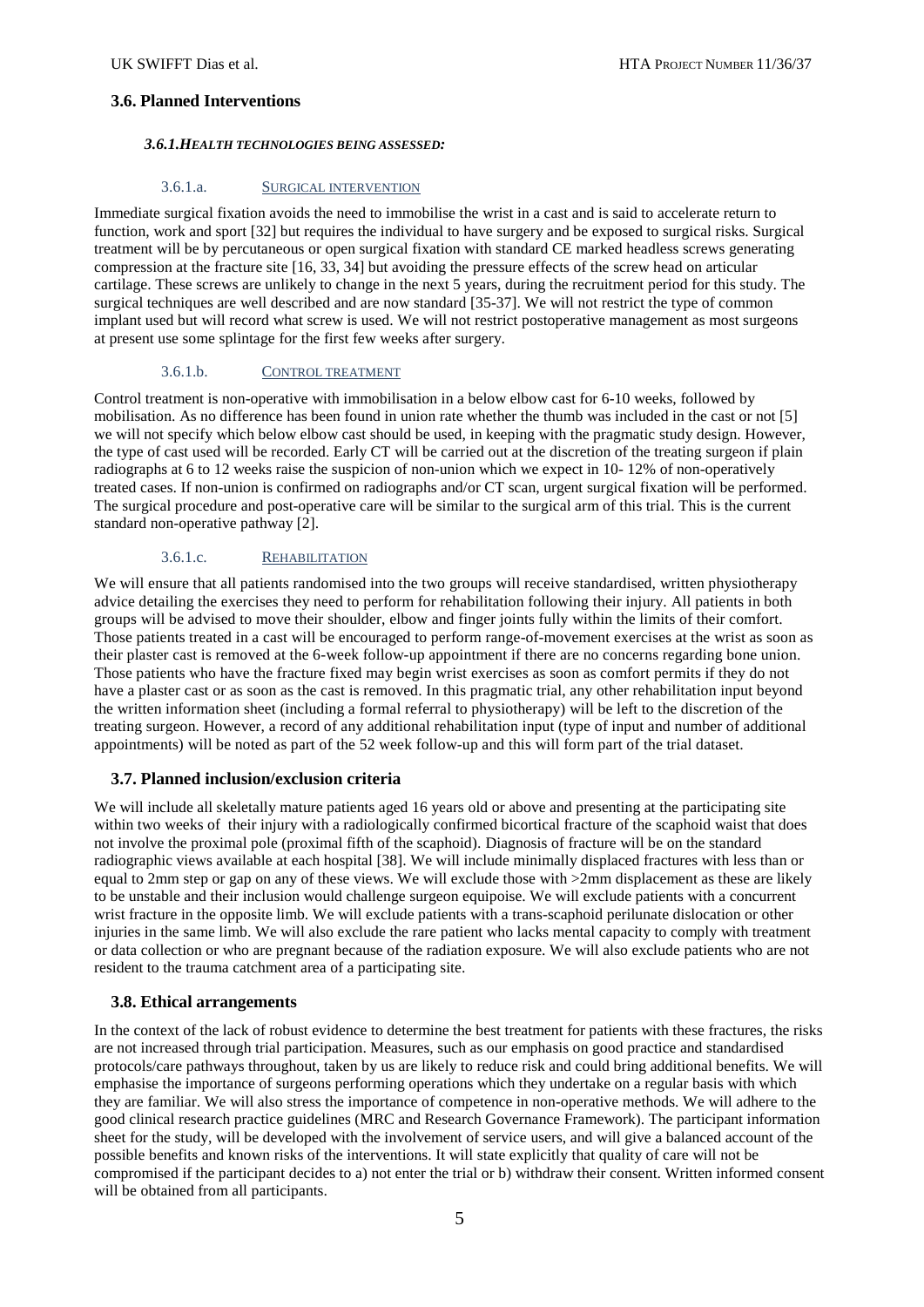## 3.6. Planned Interventions

#### *3.6.1. HEALTH TECHNOLOGIES BEING ASSESSED:*

##### 3.6.1.a. SURGICAL INTERVENTION

Immediate surgical fixation avoids the need to immobilise the wrist in a cast and is said to accelerate return to function, work and sport [32] but requires the individual to have surgery and be exposed to surgical risks. Surgical treatment will be by percutaneous or open surgical fixation with standard CE marked headless screws generating compression at the fracture site [16, 33, 34] but avoiding the pressure effects of the screw head on articular cartilage. These screws are unlikely to change in the next 5 years, during the recruitment period for this study. The surgical techniques are well described and are now standard [35-37]. We will not restrict the type of common implant used but will record what screw is used. We will not restrict postoperative management as most surgeons at present use some splintage for the first few weeks after surgery.

##### 3.6.1.b. CONTROL TREATMENT

Control treatment is non-operative with immobilisation in a below elbow cast for 6-10 weeks, followed by mobilisation. As no difference has been found in union rate whether the thumb was included in the cast or not [5] we will not specify which below elbow cast should be used, in keeping with the pragmatic study design. However, the type of cast used will be recorded. Early CT will be carried out at the discretion of the treating surgeon if plain radiographs at 6 to 12 weeks raise the suspicion of non-union which we expect in 10- 12% of non-operatively treated cases. If non-union is confirmed on radiographs and/or CT scan, urgent surgical fixation will be performed. The surgical procedure and post-operative care will be similar to the surgical arm of this trial. This is the current standard non-operative pathway [2].

##### 3.6.1.c. REHABILITATION

We will ensure that all patients randomised into the two groups will receive standardised, written physiotherapy advice detailing the exercises they need to perform for rehabilitation following their injury. All patients in both groups will be advised to move their shoulder, elbow and finger joints fully within the limits of their comfort. Those patients treated in a cast will be encouraged to perform range-of-movement exercises at the wrist as soon as their plaster cast is removed at the 6-week follow-up appointment if there are no concerns regarding bone union. Those patients who have the fracture fixed may begin wrist exercises as soon as comfort permits if they do not have a plaster cast or as soon as the cast is removed. In this pragmatic trial, any other rehabilitation input beyond the written information sheet (including a formal referral to physiotherapy) will be left to the discretion of the treating surgeon. However, a record of any additional rehabilitation input (type of input and number of additional appointments) will be noted as part of the 52 week follow-up and this will form part of the trial dataset.

## 3.7. Planned inclusion/exclusion criteria

We will include all skeletally mature patients aged 16 years old or above and presenting at the participating site within two weeks of their injury with a radiologically confirmed bicortical fracture of the scaphoid waist that does not involve the proximal pole (proximal fifth of the scaphoid). Diagnosis of fracture will be on the standard radiographic views available at each hospital [38]. We will include minimally displaced fractures with less than or equal to 2mm step or gap on any of these views. We will exclude those with >2mm displacement as these are likely to be unstable and their inclusion would challenge surgeon equipoise. We will exclude patients with a concurrent wrist fracture in the opposite limb. We will exclude patients with a trans-scaphoid perilunate dislocation or other injuries in the same limb. We will also exclude the rare patient who lacks mental capacity to comply with treatment or data collection or who are pregnant because of the radiation exposure. We will also exclude patients who are not resident to the trauma catchment area of a participating site.

## 3.8. Ethical arrangements

In the context of the lack of robust evidence to determine the best treatment for patients with these fractures, the risks are not increased through trial participation. Measures, such as our emphasis on good practice and standardised protocols/care pathways throughout, taken by us are likely to reduce risk and could bring additional benefits. We will emphasise the importance of surgeons performing operations which they undertake on a regular basis with which they are familiar. We will also stress the importance of competence in non-operative methods. We will adhere to the good clinical research practice guidelines (MRC and Research Governance Framework). The participant information sheet for the study, will be developed with the involvement of service users, and will give a balanced account of the possible benefits and known risks of the interventions. It will state explicitly that quality of care will not be compromised if the participant decides to a) not enter the trial or b) withdraw their consent. Written informed consent will be obtained from all participants.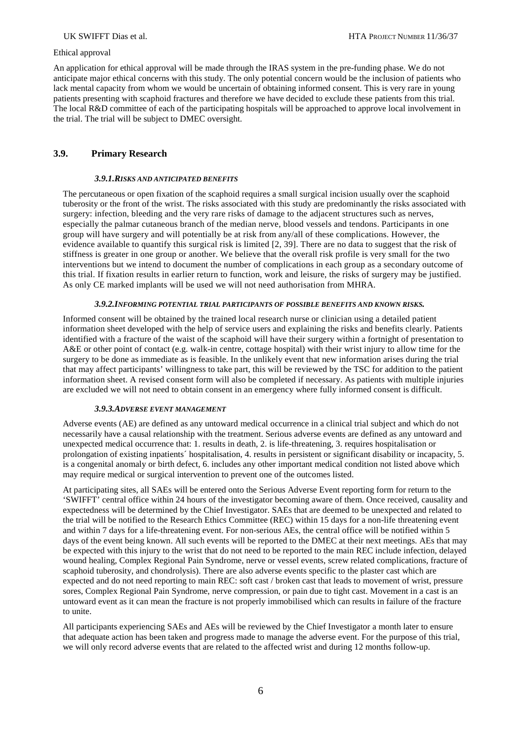Ethical approval

An application for ethical approval will be made through the IRAS system in the pre-funding phase. We do not anticipate major ethical concerns with this study. The only potential concern would be the inclusion of patients who lack mental capacity from whom we would be uncertain of obtaining informed consent. This is very rare in young patients presenting with scaphoid fractures and therefore we have decided to exclude these patients from this trial. The local R&D committee of each of the participating hospitals will be approached to approve local involvement in the trial. The trial will be subject to DMEC oversight.

## 3.9. Primary Research

### *3.9.1. RISKS AND ANTICIPATED BENEFITS*

The percutaneous or open fixation of the scaphoid requires a small surgical incision usually over the scaphoid tuberosity or the front of the wrist. The risks associated with this study are predominantly the risks associated with surgery: infection, bleeding and the very rare risks of damage to the adjacent structures such as nerves, especially the palmar cutaneous branch of the median nerve, blood vessels and tendons. Participants in one group will have surgery and will potentially be at risk from any/all of these complications. However, the evidence available to quantify this surgical risk is limited [2, 39]. There are no data to suggest that the risk of stiffness is greater in one group or another. We believe that the overall risk profile is very small for the two interventions but we intend to document the number of complications in each group as a secondary outcome of this trial. If fixation results in earlier return to function, work and leisure, the risks of surgery may be justified. As only CE marked implants will be used we will not need authorisation from MHRA.

### *3.9.2. INFORMING POTENTIAL TRIAL PARTICIPANTS OF POSSIBLE BENEFITS AND KNOWN RISKS.*

Informed consent will be obtained by the trained local research nurse or clinician using a detailed patient information sheet developed with the help of service users and explaining the risks and benefits clearly. Patients identified with a fracture of the waist of the scaphoid will have their surgery within a fortnight of presentation to A&E or other point of contact (e.g. walk-in centre, cottage hospital) with their wrist injury to allow time for the surgery to be done as immediate as is feasible. In the unlikely event that new information arises during the trial that may affect participants' willingness to take part, this will be reviewed by the TSC for addition to the patient information sheet. A revised consent form will also be completed if necessary. As patients with multiple injuries are excluded we will not need to obtain consent in an emergency where fully informed consent is difficult.

### *3.9.3. ADVERSE EVENT MANAGEMENT*

Adverse events (AE) are defined as any untoward medical occurrence in a clinical trial subject and which do not necessarily have a causal relationship with the treatment. Serious adverse events are defined as any untoward and unexpected medical occurrence that: 1. results in death, 2. is life-threatening, 3. requires hospitalisation or prolongation of existing inpatients´ hospitalisation, 4. results in persistent or significant disability or incapacity, 5. is a congenital anomaly or birth defect, 6. includes any other important medical condition not listed above which may require medical or surgical intervention to prevent one of the outcomes listed.

At participating sites, all SAEs will be entered onto the Serious Adverse Event reporting form for return to the 'SWIFFT' central office within 24 hours of the investigator becoming aware of them. Once received, causality and expectedness will be determined by the Chief Investigator. SAEs that are deemed to be unexpected and related to the trial will be notified to the Research Ethics Committee (REC) within 15 days for a non-life threatening event and within 7 days for a life-threatening event. For non-serious AEs, the central office will be notified within 5 days of the event being known. All such events will be reported to the DMEC at their next meetings. AEs that may be expected with this injury to the wrist that do not need to be reported to the main REC include infection, delayed wound healing, Complex Regional Pain Syndrome, nerve or vessel events, screw related complications, fracture of scaphoid tuberosity, and chondrolysis). There are also adverse events specific to the plaster cast which are expected and do not need reporting to main REC: soft cast / broken cast that leads to movement of wrist, pressure sores, Complex Regional Pain Syndrome, nerve compression, or pain due to tight cast. Movement in a cast is an untoward event as it can mean the fracture is not properly immobilised which can results in failure of the fracture to unite.

All participants experiencing SAEs and AEs will be reviewed by the Chief Investigator a month later to ensure that adequate action has been taken and progress made to manage the adverse event. For the purpose of this trial, we will only record adverse events that are related to the affected wrist and during 12 months follow-up.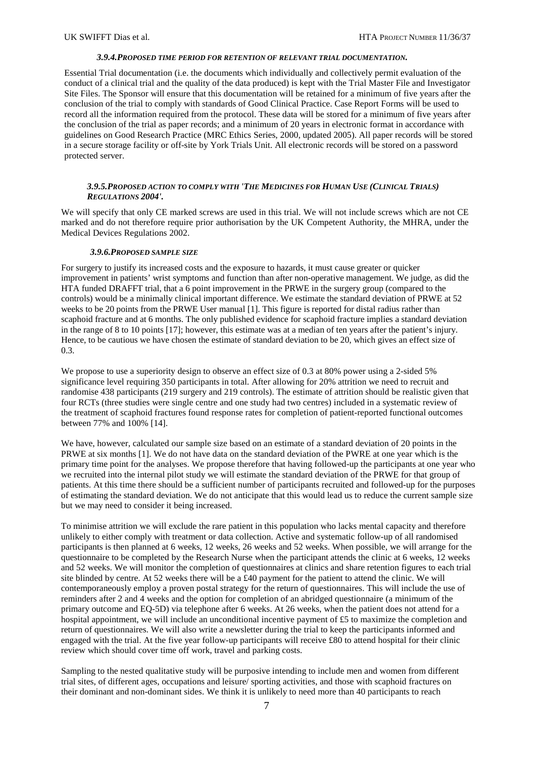#### 3.9.4. PROPOSED TIME PERIOD FOR RETENTION OF RELEVANT TRIAL DOCUMENTATION.

Essential Trial documentation (i.e. the documents which individually and collectively permit evaluation of the conduct of a clinical trial and the quality of the data produced) is kept with the Trial Master File and Investigator Site Files. The Sponsor will ensure that this documentation will be retained for a minimum of five years after the conclusion of the trial to comply with standards of Good Clinical Practice. Case Report Forms will be used to record all the information required from the protocol. These data will be stored for a minimum of five years after the conclusion of the trial as paper records; and a minimum of 20 years in electronic format in accordance with guidelines on Good Research Practice (MRC Ethics Series, 2000, updated 2005). All paper records will be stored in a secure storage facility or off-site by York Trials Unit. All electronic records will be stored on a password protected server.

#### 3.9.5. PROPOSED ACTION TO COMPLY WITH 'THE MEDICINES FOR HUMAN USE (CLINICAL TRIALS) REGULATIONS 2004'.

We will specify that only CE marked screws are used in this trial. We will not include screws which are not CE marked and do not therefore require prior authorisation by the UK Competent Authority, the MHRA, under the Medical Devices Regulations 2002.

#### 3.9.6. PROPOSED SAMPLE SIZE

For surgery to justify its increased costs and the exposure to hazards, it must cause greater or quicker improvement in patients' wrist symptoms and function than after non-operative management. We judge, as did the HTA funded DRAFFT trial, that a 6 point improvement in the PRWE in the surgery group (compared to the controls) would be a minimally clinical important difference. We estimate the standard deviation of PRWE at 52 weeks to be 20 points from the PRWE User manual [1]. This figure is reported for distal radius rather than scaphoid fracture and at 6 months. The only published evidence for scaphoid fracture implies a standard deviation in the range of 8 to 10 points [17]; however, this estimate was at a median of ten years after the patient's injury. Hence, to be cautious we have chosen the estimate of standard deviation to be 20, which gives an effect size of 0.3.

We propose to use a superiority design to observe an effect size of 0.3 at 80% power using a 2-sided 5% significance level requiring 350 participants in total. After allowing for 20% attrition we need to recruit and randomise 438 participants (219 surgery and 219 controls). The estimate of attrition should be realistic given that four RCTs (three studies were single centre and one study had two centres) included in a systematic review of the treatment of scaphoid fractures found response rates for completion of patient-reported functional outcomes between 77% and 100% [14].

We have, however, calculated our sample size based on an estimate of a standard deviation of 20 points in the PRWE at six months [1]. We do not have data on the standard deviation of the PWRE at one year which is the primary time point for the analyses. We propose therefore that having followed-up the participants at one year who we recruited into the internal pilot study we will estimate the standard deviation of the PRWE for that group of patients. At this time there should be a sufficient number of participants recruited and followed-up for the purposes of estimating the standard deviation. We do not anticipate that this would lead us to reduce the current sample size but we may need to consider it being increased.

To minimise attrition we will exclude the rare patient in this population who lacks mental capacity and therefore unlikely to either comply with treatment or data collection. Active and systematic follow-up of all randomised participants is then planned at 6 weeks, 12 weeks, 26 weeks and 52 weeks. When possible, we will arrange for the questionnaire to be completed by the Research Nurse when the participant attends the clinic at 6 weeks, 12 weeks and 52 weeks. We will monitor the completion of questionnaires at clinics and share retention figures to each trial site blinded by centre. At 52 weeks there will be a £40 payment for the patient to attend the clinic. We will contemporaneously employ a proven postal strategy for the return of questionnaires. This will include the use of reminders after 2 and 4 weeks and the option for completion of an abridged questionnaire (a minimum of the primary outcome and EQ-5D) via telephone after 6 weeks. At 26 weeks, when the patient does not attend for a hospital appointment, we will include an unconditional incentive payment of £5 to maximize the completion and return of questionnaires. We will also write a newsletter during the trial to keep the participants informed and engaged with the trial. At the five year follow-up participants will receive £80 to attend hospital for their clinic review which should cover time off work, travel and parking costs.

Sampling to the nested qualitative study will be purposive intending to include men and women from different trial sites, of different ages, occupations and leisure/ sporting activities, and those with scaphoid fractures on their dominant and non-dominant sides. We think it is unlikely to need more than 40 participants to reach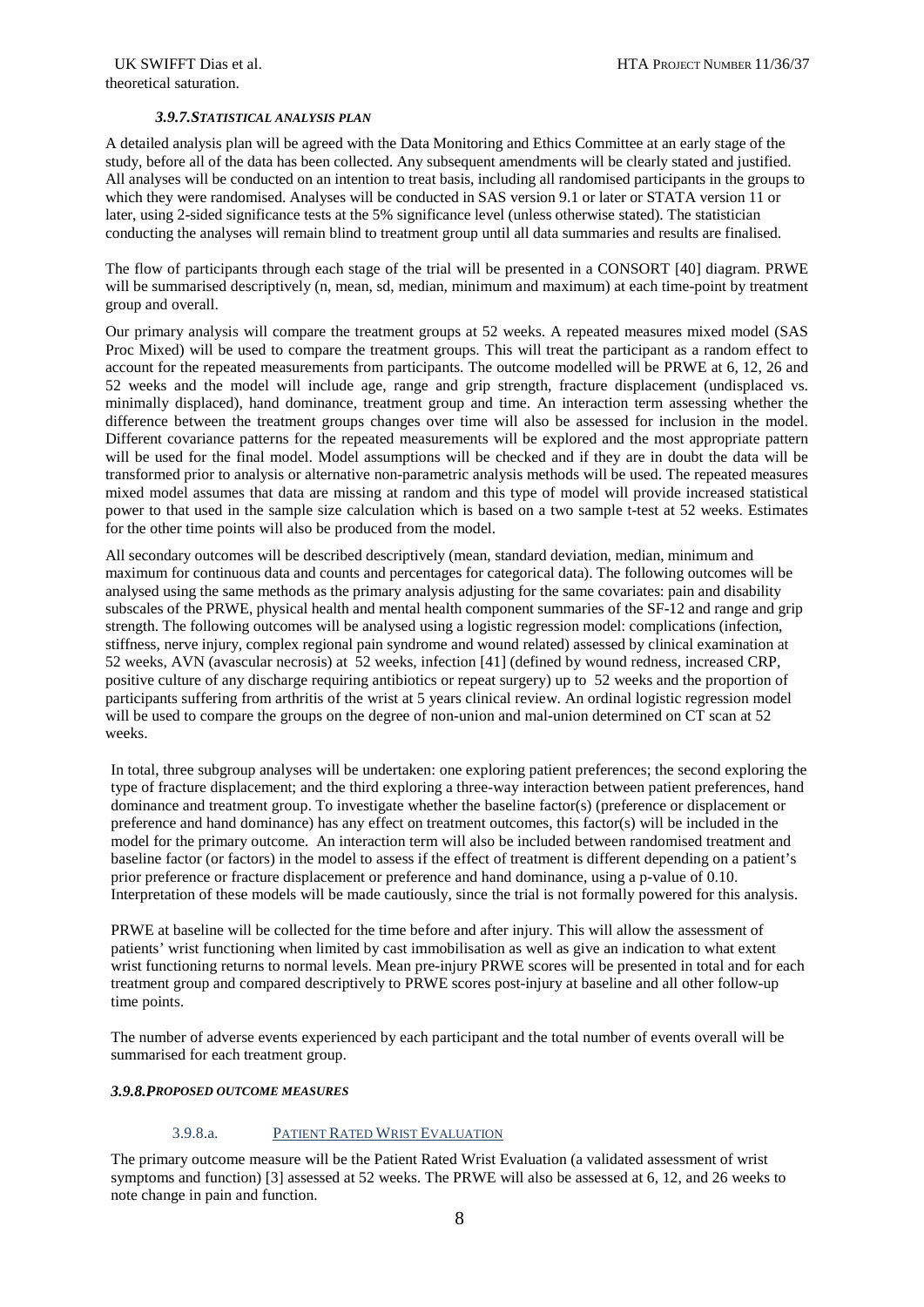theoretical saturation.

#### 3.9.7. STATISTICAL ANALYSIS PLAN

A detailed analysis plan will be agreed with the Data Monitoring and Ethics Committee at an early stage of the study, before all of the data has been collected. Any subsequent amendments will be clearly stated and justified. All analyses will be conducted on an intention to treat basis, including all randomised participants in the groups to which they were randomised. Analyses will be conducted in SAS version 9.1 or later or STATA version 11 or later, using 2-sided significance tests at the 5% significance level (unless otherwise stated). The statistician conducting the analyses will remain blind to treatment group until all data summaries and results are finalised.

The flow of participants through each stage of the trial will be presented in a CONSORT [40] diagram. PRWE will be summarised descriptively (n, mean, sd, median, minimum and maximum) at each time-point by treatment group and overall.

Our primary analysis will compare the treatment groups at 52 weeks. A repeated measures mixed model (SAS Proc Mixed) will be used to compare the treatment groups. This will treat the participant as a random effect to account for the repeated measurements from participants. The outcome modelled will be PRWE at 6, 12, 26 and 52 weeks and the model will include age, range and grip strength, fracture displacement (undisplaced vs. minimally displaced), hand dominance, treatment group and time. An interaction term assessing whether the difference between the treatment groups changes over time will also be assessed for inclusion in the model. Different covariance patterns for the repeated measurements will be explored and the most appropriate pattern will be used for the final model. Model assumptions will be checked and if they are in doubt the data will be transformed prior to analysis or alternative non-parametric analysis methods will be used. The repeated measures mixed model assumes that data are missing at random and this type of model will provide increased statistical power to that used in the sample size calculation which is based on a two sample t-test at 52 weeks. Estimates for the other time points will also be produced from the model.

All secondary outcomes will be described descriptively (mean, standard deviation, median, minimum and maximum for continuous data and counts and percentages for categorical data). The following outcomes will be analysed using the same methods as the primary analysis adjusting for the same covariates: pain and disability subscales of the PRWE, physical health and mental health component summaries of the SF-12 and range and grip strength. The following outcomes will be analysed using a logistic regression model: complications (infection, stiffness, nerve injury, complex regional pain syndrome and wound related) assessed by clinical examination at 52 weeks, AVN (avascular necrosis) at 52 weeks, infection [41] (defined by wound redness, increased CRP, positive culture of any discharge requiring antibiotics or repeat surgery) up to 52 weeks and the proportion of participants suffering from arthritis of the wrist at 5 years clinical review. An ordinal logistic regression model will be used to compare the groups on the degree of non-union and mal-union determined on CT scan at 52 weeks.

In total, three subgroup analyses will be undertaken: one exploring patient preferences; the second exploring the type of fracture displacement; and the third exploring a three-way interaction between patient preferences, hand dominance and treatment group. To investigate whether the baseline factor(s) (preference or displacement or preference and hand dominance) has any effect on treatment outcomes, this factor(s) will be included in the model for the primary outcome. An interaction term will also be included between randomised treatment and baseline factor (or factors) in the model to assess if the effect of treatment is different depending on a patient's prior preference or fracture displacement or preference and hand dominance, using a p-value of 0.10. Interpretation of these models will be made cautiously, since the trial is not formally powered for this analysis.

PRWE at baseline will be collected for the time before and after injury. This will allow the assessment of patients' wrist functioning when limited by cast immobilisation as well as give an indication to what extent wrist functioning returns to normal levels. Mean pre-injury PRWE scores will be presented in total and for each treatment group and compared descriptively to PRWE scores post-injury at baseline and all other follow-up time points.

The number of adverse events experienced by each participant and the total number of events overall will be summarised for each treatment group.

#### 3.9.8. PROPOSED OUTCOME MEASURES

##### 3.9.8.a. PATIENT RATED WRIST EVALUATION

The primary outcome measure will be the Patient Rated Wrist Evaluation (a validated assessment of wrist symptoms and function) [3] assessed at 52 weeks. The PRWE will also be assessed at 6, 12, and 26 weeks to note change in pain and function.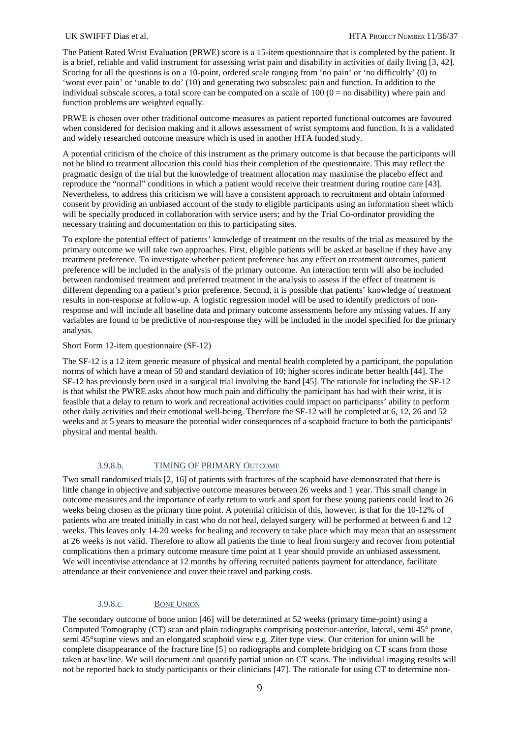The Patient Rated Wrist Evaluation (PRWE) score is a 15-item questionnaire that is completed by the patient. It is a brief, reliable and valid instrument for assessing wrist pain and disability in activities of daily living [3, 42]. Scoring for all the questions is on a 10-point, ordered scale ranging from 'no pain' or 'no difficultly' (0) to 'worst ever pain' or 'unable to do' (10) and generating two subscales: pain and function. In addition to the individual subscale scores, a total score can be computed on a scale of 100 (0 = no disability) where pain and function problems are weighted equally.

PRWE is chosen over other traditional outcome measures as patient reported functional outcomes are favoured when considered for decision making and it allows assessment of wrist symptoms and function. It is a validated and widely researched outcome measure which is used in another HTA funded study.

A potential criticism of the choice of this instrument as the primary outcome is that because the participants will not be blind to treatment allocation this could bias their completion of the questionnaire. This may reflect the pragmatic design of the trial but the knowledge of treatment allocation may maximise the placebo effect and reproduce the "normal" conditions in which a patient would receive their treatment during routine care [43]. Nevertheless, to address this criticism we will have a consistent approach to recruitment and obtain informed consent by providing an unbiased account of the study to eligible participants using an information sheet which will be specially produced in collaboration with service users; and by the Trial Co-ordinator providing the necessary training and documentation on this to participating sites.

To explore the potential effect of patients' knowledge of treatment on the results of the trial as measured by the primary outcome we will take two approaches. First, eligible patients will be asked at baseline if they have any treatment preference. To investigate whether patient preference has any effect on treatment outcomes, patient preference will be included in the analysis of the primary outcome. An interaction term will also be included between randomised treatment and preferred treatment in the analysis to assess if the effect of treatment is different depending on a patient's prior preference. Second, it is possible that patients' knowledge of treatment results in non-response at follow-up. A logistic regression model will be used to identify predictors of non-response and will include all baseline data and primary outcome assessments before any missing values. If any variables are found to be predictive of non-response they will be included in the model specified for the primary analysis.

Short Form 12-item questionnaire (SF-12)

The SF-12 is a 12 item generic measure of physical and mental health completed by a participant, the population norms of which have a mean of 50 and standard deviation of 10; higher scores indicate better health [44]. The SF-12 has previously been used in a surgical trial involving the hand [45]. The rationale for including the SF-12 is that whilst the PWRE asks about how much pain and difficulty the participant has had with their wrist, it is feasible that a delay to return to work and recreational activities could impact on participants' ability to perform other daily activities and their emotional well-being. Therefore the SF-12 will be completed at 6, 12, 26 and 52 weeks and at 5 years to measure the potential wider consequences of a scaphoid fracture to both the participants' physical and mental health.

### 3.9.8.b. TIMING OF PRIMARY OUTCOME

Two small randomised trials [2, 16] of patients with fractures of the scaphoid have demonstrated that there is little change in objective and subjective outcome measures between 26 weeks and 1 year. This small change in outcome measures and the importance of early return to work and sport for these young patients could lead to 26 weeks being chosen as the primary time point. A potential criticism of this, however, is that for the 10-12% of patients who are treated initially in cast who do not heal, delayed surgery will be performed at between 6 and 12 weeks. This leaves only 14-20 weeks for healing and recovery to take place which may mean that an assessment at 26 weeks is not valid. Therefore to allow all patients the time to heal from surgery and recover from potential complications then a primary outcome measure time point at 1 year should provide an unbiased assessment. We will incentivise attendance at 12 months by offering recruited patients payment for attendance, facilitate attendance at their convenience and cover their travel and parking costs.

### 3.9.8.c. BONE UNION

The secondary outcome of bone union [46] will be determined at 52 weeks (primary time-point) using a Computed Tomography (CT) scan and plain radiographs comprising posterior-anterior, lateral, semi 45° prone, semi 45°supine views and an elongated scaphoid view e.g. Ziter type view. Our criterion for union will be complete disappearance of the fracture line [5] on radiographs and complete bridging on CT scans from those taken at baseline. We will document and quantify partial union on CT scans. The individual imaging results will not be reported back to study participants or their clinicians [47]. The rationale for using CT to determine non-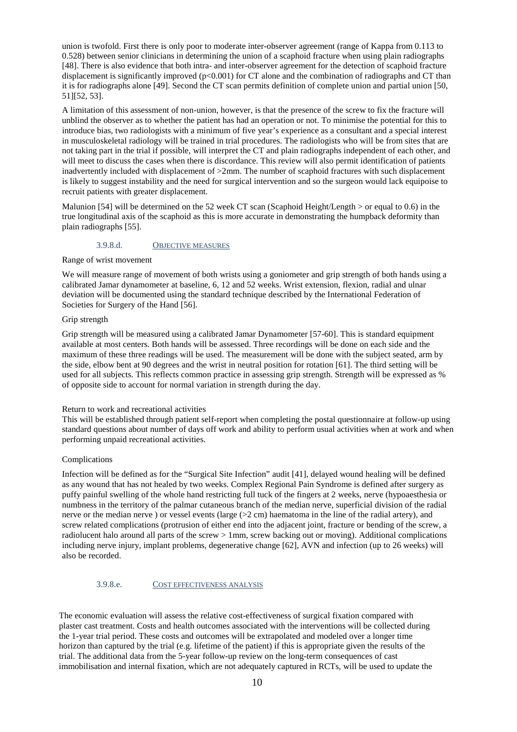union is twofold. First there is only poor to moderate inter-observer agreement (range of Kappa from 0.113 to 0.528) between senior clinicians in determining the union of a scaphoid fracture when using plain radiographs [48]. There is also evidence that both intra- and inter-observer agreement for the detection of scaphoid fracture displacement is significantly improved ($p<0.001$) for CT alone and the combination of radiographs and CT than it is for radiographs alone [49]. Second the CT scan permits definition of complete union and partial union [50, 51][52, 53].

A limitation of this assessment of non-union, however, is that the presence of the screw to fix the fracture will unblind the observer as to whether the patient has had an operation or not. To minimise the potential for this to introduce bias, two radiologists with a minimum of five year's experience as a consultant and a special interest in musculoskeletal radiology will be trained in trial procedures. The radiologists who will be from sites that are not taking part in the trial if possible, will interpret the CT and plain radiographs independent of each other, and will meet to discuss the cases when there is discordance. This review will also permit identification of patients inadvertently included with displacement of >2mm. The number of scaphoid fractures with such displacement is likely to suggest instability and the need for surgical intervention and so the surgeon would lack equipoise to recruit patients with greater displacement.

Malunion [54] will be determined on the 52 week CT scan (Scaphoid Height/Length > or equal to 0.6) in the true longitudinal axis of the scaphoid as this is more accurate in demonstrating the humpback deformity than plain radiographs [55].

#### 3.9.8.d. OBJECTIVE MEASURES

Range of wrist movement

We will measure range of movement of both wrists using a goniometer and grip strength of both hands using a calibrated Jamar dynamometer at baseline, 6, 12 and 52 weeks. Wrist extension, flexion, radial and ulnar deviation will be documented using the standard technique described by the International Federation of Societies for Surgery of the Hand [56].

Grip strength

Grip strength will be measured using a calibrated Jamar Dynamometer [57-60]. This is standard equipment available at most centers. Both hands will be assessed. Three recordings will be done on each side and the maximum of these three readings will be used. The measurement will be done with the subject seated, arm by the side, elbow bent at 90 degrees and the wrist in neutral position for rotation [61]. The third setting will be used for all subjects. This reflects common practice in assessing grip strength. Strength will be expressed as % of opposite side to account for normal variation in strength during the day.

Return to work and recreational activities

This will be established through patient self-report when completing the postal questionnaire at follow-up using standard questions about number of days off work and ability to perform usual activities when at work and when performing unpaid recreational activities.

Complications

Infection will be defined as for the "Surgical Site Infection" audit [41], delayed wound healing will be defined as any wound that has not healed by two weeks. Complex Regional Pain Syndrome is defined after surgery as puffy painful swelling of the whole hand restricting full tuck of the fingers at 2 weeks, nerve (hypoaesthesia or numbness in the territory of the palmar cutaneous branch of the median nerve, superficial division of the radial nerve or the median nerve ) or vessel events (large (>2 cm) haematoma in the line of the radial artery), and screw related complications (protrusion of either end into the adjacent joint, fracture or bending of the screw, a radiolucent halo around all parts of the screw > 1mm, screw backing out or moving). Additional complications including nerve injury, implant problems, degenerative change [62], AVN and infection (up to 26 weeks) will also be recorded.

#### 3.9.8.e. COST EFFECTIVENESS ANALYSIS

The economic evaluation will assess the relative cost-effectiveness of surgical fixation compared with plaster cast treatment. Costs and health outcomes associated with the interventions will be collected during the 1-year trial period. These costs and outcomes will be extrapolated and modeled over a longer time horizon than captured by the trial (e.g. lifetime of the patient) if this is appropriate given the results of the trial. The additional data from the 5-year follow-up review on the long-term consequences of cast immobilisation and internal fixation, which are not adequately captured in RCTs, will be used to update the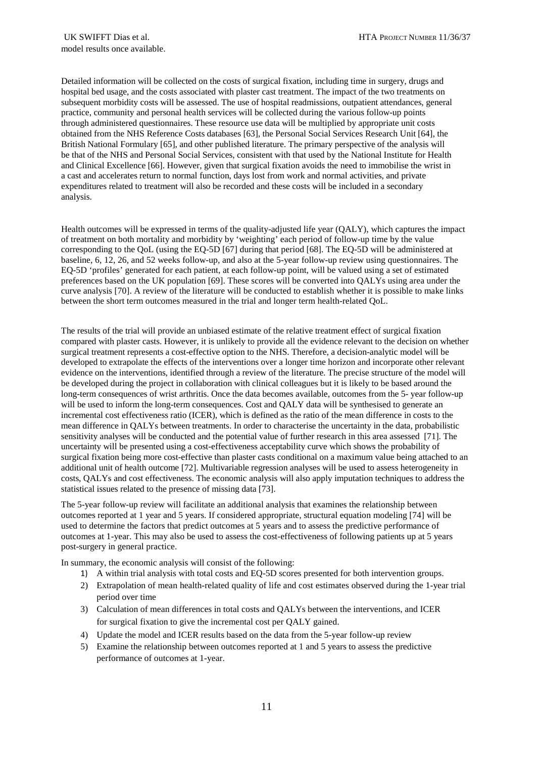model results once available.

Detailed information will be collected on the costs of surgical fixation, including time in surgery, drugs and hospital bed usage, and the costs associated with plaster cast treatment. The impact of the two treatments on subsequent morbidity costs will be assessed. The use of hospital readmissions, outpatient attendances, general practice, community and personal health services will be collected during the various follow-up points through administered questionnaires. These resource use data will be multiplied by appropriate unit costs obtained from the NHS Reference Costs databases [63], the Personal Social Services Research Unit [64], the British National Formulary [65], and other published literature. The primary perspective of the analysis will be that of the NHS and Personal Social Services, consistent with that used by the National Institute for Health and Clinical Excellence [66]. However, given that surgical fixation avoids the need to immobilise the wrist in a cast and accelerates return to normal function, days lost from work and normal activities, and private expenditures related to treatment will also be recorded and these costs will be included in a secondary analysis.

Health outcomes will be expressed in terms of the quality-adjusted life year (QALY), which captures the impact of treatment on both mortality and morbidity by 'weighting' each period of follow-up time by the value corresponding to the QoL (using the EQ-5D [67] during that period [68]. The EQ-5D will be administered at baseline, 6, 12, 26, and 52 weeks follow-up, and also at the 5-year follow-up review using questionnaires. The EQ-5D 'profiles' generated for each patient, at each follow-up point, will be valued using a set of estimated preferences based on the UK population [69]. These scores will be converted into QALYs using area under the curve analysis [70]. A review of the literature will be conducted to establish whether it is possible to make links between the short term outcomes measured in the trial and longer term health-related QoL.

The results of the trial will provide an unbiased estimate of the relative treatment effect of surgical fixation compared with plaster casts. However, it is unlikely to provide all the evidence relevant to the decision on whether surgical treatment represents a cost-effective option to the NHS. Therefore, a decision-analytic model will be developed to extrapolate the effects of the interventions over a longer time horizon and incorporate other relevant evidence on the interventions, identified through a review of the literature. The precise structure of the model will be developed during the project in collaboration with clinical colleagues but it is likely to be based around the long-term consequences of wrist arthritis. Once the data becomes available, outcomes from the 5- year follow-up will be used to inform the long-term consequences. Cost and QALY data will be synthesised to generate an incremental cost effectiveness ratio (ICER), which is defined as the ratio of the mean difference in costs to the mean difference in QALYs between treatments. In order to characterise the uncertainty in the data, probabilistic sensitivity analyses will be conducted and the potential value of further research in this area assessed [71]. The uncertainty will be presented using a cost-effectiveness acceptability curve which shows the probability of surgical fixation being more cost-effective than plaster casts conditional on a maximum value being attached to an additional unit of health outcome [72]. Multivariable regression analyses will be used to assess heterogeneity in costs, QALYs and cost effectiveness. The economic analysis will also apply imputation techniques to address the statistical issues related to the presence of missing data [73].

The 5-year follow-up review will facilitate an additional analysis that examines the relationship between outcomes reported at 1 year and 5 years. If considered appropriate, structural equation modeling [74] will be used to determine the factors that predict outcomes at 5 years and to assess the predictive performance of outcomes at 1-year. This may also be used to assess the cost-effectiveness of following patients up at 5 years post-surgery in general practice.

In summary, the economic analysis will consist of the following:

1) A within trial analysis with total costs and EQ-5D scores presented for both intervention groups.
2) Extrapolation of mean health-related quality of life and cost estimates observed during the 1-year trial period over time
3) Calculation of mean differences in total costs and QALYs between the interventions, and ICER for surgical fixation to give the incremental cost per QALY gained.
4) Update the model and ICER results based on the data from the 5-year follow-up review
5) Examine the relationship between outcomes reported at 1 and 5 years to assess the predictive performance of outcomes at 1-year.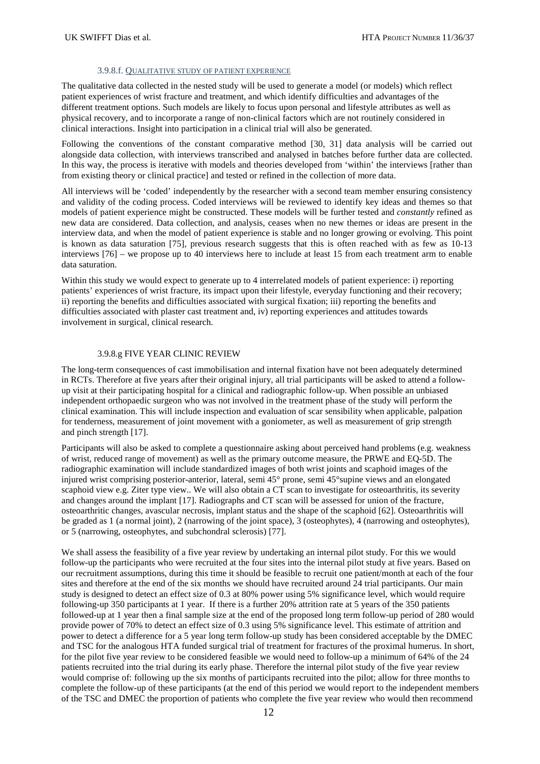#### 3.9.8.f. QUALITATIVE STUDY OF PATIENT EXPERIENCE

The qualitative data collected in the nested study will be used to generate a model (or models) which reflect patient experiences of wrist fracture and treatment, and which identify difficulties and advantages of the different treatment options. Such models are likely to focus upon personal and lifestyle attributes as well as physical recovery, and to incorporate a range of non-clinical factors which are not routinely considered in clinical interactions. Insight into participation in a clinical trial will also be generated.

Following the conventions of the constant comparative method [30, 31] data analysis will be carried out alongside data collection, with interviews transcribed and analysed in batches before further data are collected. In this way, the process is iterative with models and theories developed from 'within' the interviews [rather than from existing theory or clinical practice] and tested or refined in the collection of more data.

All interviews will be 'coded' independently by the researcher with a second team member ensuring consistency and validity of the coding process. Coded interviews will be reviewed to identify key ideas and themes so that models of patient experience might be constructed. These models will be further tested and *constantly* refined as new data are considered. Data collection, and analysis, ceases when no new themes or ideas are present in the interview data, and when the model of patient experience is stable and no longer growing or evolving. This point is known as data saturation [75], previous research suggests that this is often reached with as few as 10-13 interviews [76] – we propose up to 40 interviews here to include at least 15 from each treatment arm to enable data saturation.

Within this study we would expect to generate up to 4 interrelated models of patient experience: i) reporting patients' experiences of wrist fracture, its impact upon their lifestyle, everyday functioning and their recovery; ii) reporting the benefits and difficulties associated with surgical fixation; iii) reporting the benefits and difficulties associated with plaster cast treatment and, iv) reporting experiences and attitudes towards involvement in surgical, clinical research.

#### 3.9.8.g FIVE YEAR CLINIC REVIEW

The long-term consequences of cast immobilisation and internal fixation have not been adequately determined in RCTs. Therefore at five years after their original injury, all trial participants will be asked to attend a follow-up visit at their participating hospital for a clinical and radiographic follow-up. When possible an unbiased independent orthopaedic surgeon who was not involved in the treatment phase of the study will perform the clinical examination. This will include inspection and evaluation of scar sensibility when applicable, palpation for tenderness, measurement of joint movement with a goniometer, as well as measurement of grip strength and pinch strength [17].

Participants will also be asked to complete a questionnaire asking about perceived hand problems (e.g. weakness of wrist, reduced range of movement) as well as the primary outcome measure, the PRWE and EQ-5D. The radiographic examination will include standardized images of both wrist joints and scaphoid images of the injured wrist comprising posterior-anterior, lateral, semi 45° prone, semi 45°supine views and an elongated scaphoid view e.g. Ziter type view.. We will also obtain a CT scan to investigate for osteoarthritis, its severity and changes around the implant [17]. Radiographs and CT scan will be assessed for union of the fracture, osteoarthritic changes, avascular necrosis, implant status and the shape of the scaphoid [62]. Osteoarthritis will be graded as 1 (a normal joint), 2 (narrowing of the joint space), 3 (osteophytes), 4 (narrowing and osteophytes), or 5 (narrowing, osteophytes, and subchondral sclerosis) [77].

We shall assess the feasibility of a five year review by undertaking an internal pilot study. For this we would follow-up the participants who were recruited at the four sites into the internal pilot study at five years. Based on our recruitment assumptions, during this time it should be feasible to recruit one patient/month at each of the four sites and therefore at the end of the six months we should have recruited around 24 trial participants. Our main study is designed to detect an effect size of 0.3 at 80% power using 5% significance level, which would require following-up 350 participants at 1 year. If there is a further 20% attrition rate at 5 years of the 350 patients followed-up at 1 year then a final sample size at the end of the proposed long term follow-up period of 280 would provide power of 70% to detect an effect size of 0.3 using 5% significance level. This estimate of attrition and power to detect a difference for a 5 year long term follow-up study has been considered acceptable by the DMEC and TSC for the analogous HTA funded surgical trial of treatment for fractures of the proximal humerus. In short, for the pilot five year review to be considered feasible we would need to follow-up a minimum of 64% of the 24 patients recruited into the trial during its early phase. Therefore the internal pilot study of the five year review would comprise of: following up the six months of participants recruited into the pilot; allow for three months to complete the follow-up of these participants (at the end of this period we would report to the independent members of the TSC and DMEC the proportion of patients who complete the five year review who would then recommend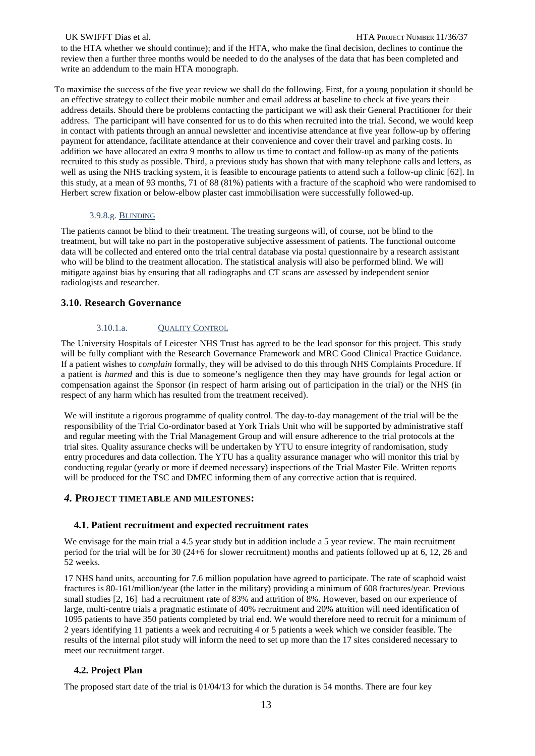to the HTA whether we should continue); and if the HTA, who make the final decision, declines to continue the review then a further three months would be needed to do the analyses of the data that has been completed and write an addendum to the main HTA monograph.

To maximise the success of the five year review we shall do the following. First, for a young population it should be an effective strategy to collect their mobile number and email address at baseline to check at five years their address details. Should there be problems contacting the participant we will ask their General Practitioner for their address. The participant will have consented for us to do this when recruited into the trial. Second, we would keep in contact with patients through an annual newsletter and incentivise attendance at five year follow-up by offering payment for attendance, facilitate attendance at their convenience and cover their travel and parking costs. In addition we have allocated an extra 9 months to allow us time to contact and follow-up as many of the patients recruited to this study as possible. Third, a previous study has shown that with many telephone calls and letters, as well as using the NHS tracking system, it is feasible to encourage patients to attend such a follow-up clinic [62]. In this study, at a mean of 93 months, 71 of 88 (81%) patients with a fracture of the scaphoid who were randomised to Herbert screw fixation or below-elbow plaster cast immobilisation were successfully followed-up.

#### 3.9.8.g. BLINDING

The patients cannot be blind to their treatment. The treating surgeons will, of course, not be blind to the treatment, but will take no part in the postoperative subjective assessment of patients. The functional outcome data will be collected and entered onto the trial central database via postal questionnaire by a research assistant who will be blind to the treatment allocation. The statistical analysis will also be performed blind. We will mitigate against bias by ensuring that all radiographs and CT scans are assessed by independent senior radiologists and researcher.

### 3.10. Research Governance

#### 3.10.1.a. QUALITY CONTROL

The University Hospitals of Leicester NHS Trust has agreed to be the lead sponsor for this project. This study will be fully compliant with the Research Governance Framework and MRC Good Clinical Practice Guidance. If a patient wishes to *complain* formally, they will be advised to do this through NHS Complaints Procedure. If a patient is *harmed* and this is due to someone's negligence then they may have grounds for legal action or compensation against the Sponsor (in respect of harm arising out of participation in the trial) or the NHS (in respect of any harm which has resulted from the treatment received).

We will institute a rigorous programme of quality control. The day-to-day management of the trial will be the responsibility of the Trial Co-ordinator based at York Trials Unit who will be supported by administrative staff and regular meeting with the Trial Management Group and will ensure adherence to the trial protocols at the trial sites. Quality assurance checks will be undertaken by YTU to ensure integrity of randomisation, study entry procedures and data collection. The YTU has a quality assurance manager who will monitor this trial by conducting regular (yearly or more if deemed necessary) inspections of the Trial Master File. Written reports will be produced for the TSC and DMEC informing them of any corrective action that is required.

## *4.* PROJECT TIMETABLE AND MILESTONES:

### 4.1. Patient recruitment and expected recruitment rates

We envisage for the main trial a 4.5 year study but in addition include a 5 year review. The main recruitment period for the trial will be for 30 (24+6 for slower recruitment) months and patients followed up at 6, 12, 26 and 52 weeks.

17 NHS hand units, accounting for 7.6 million population have agreed to participate. The rate of scaphoid waist fractures is 80-161/million/year (the latter in the military) providing a minimum of 608 fractures/year. Previous small studies [2, 16] had a recruitment rate of 83% and attrition of 8%. However, based on our experience of large, multi-centre trials a pragmatic estimate of 40% recruitment and 20% attrition will need identification of 1095 patients to have 350 patients completed by trial end. We would therefore need to recruit for a minimum of 2 years identifying 11 patients a week and recruiting 4 or 5 patients a week which we consider feasible. The results of the internal pilot study will inform the need to set up more than the 17 sites considered necessary to meet our recruitment target.

### 4.2. Project Plan

The proposed start date of the trial is 01/04/13 for which the duration is 54 months. There are four key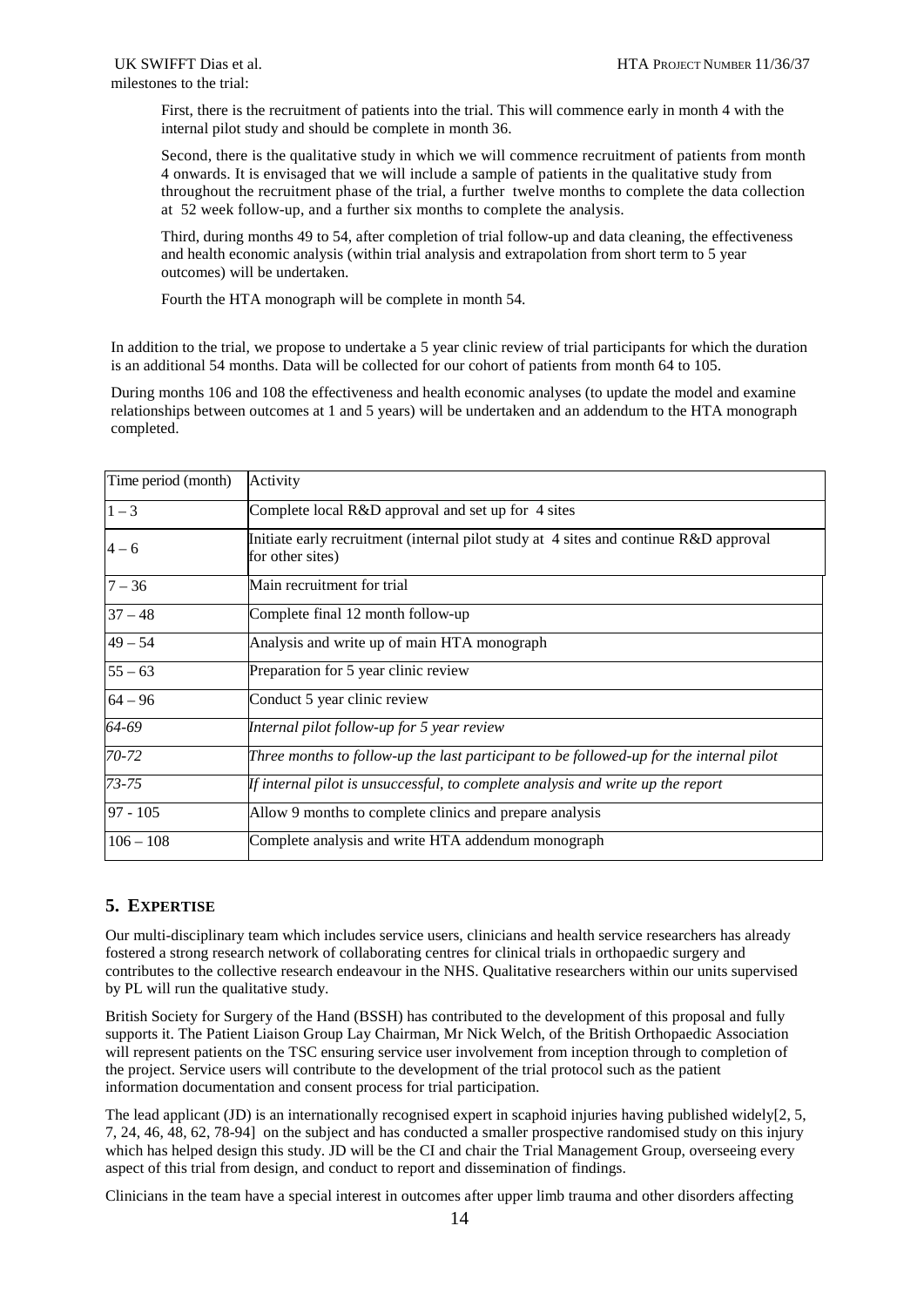milestones to the trial:

First, there is the recruitment of patients into the trial. This will commence early in month 4 with the internal pilot study and should be complete in month 36.

Second, there is the qualitative study in which we will commence recruitment of patients from month 4 onwards. It is envisaged that we will include a sample of patients in the qualitative study from throughout the recruitment phase of the trial, a further twelve months to complete the data collection at 52 week follow-up, and a further six months to complete the analysis.

Third, during months 49 to 54, after completion of trial follow-up and data cleaning, the effectiveness and health economic analysis (within trial analysis and extrapolation from short term to 5 year outcomes) will be undertaken.

Fourth the HTA monograph will be complete in month 54.

In addition to the trial, we propose to undertake a 5 year clinic review of trial participants for which the duration is an additional 54 months. Data will be collected for our cohort of patients from month 64 to 105.

During months 106 and 108 the effectiveness and health economic analyses (to update the model and examine relationships between outcomes at 1 and 5 years) will be undertaken and an addendum to the HTA monograph completed.

| Time period (month) | Activity |
|---|---|
| 1 – 3 | Complete local R&D approval and set up for 4 sites |
| 4 – 6 | Initiate early recruitment (internal pilot study at 4 sites and continue R&D approval for other sites) |
| 7 – 36 | Main recruitment for trial |
| 37 – 48 | Complete final 12 month follow-up |
| 49 – 54 | Analysis and write up of main HTA monograph |
| 55 – 63 | Preparation for 5 year clinic review |
| 64 – 96 | Conduct 5 year clinic review |
| *64-69* | *Internal pilot follow-up for 5 year review* |
| *70-72* | *Three months to follow-up the last participant to be followed-up for the internal pilot* |
| *73-75* | *If internal pilot is unsuccessful, to complete analysis and write up the report* |
| 97 - 105 | Allow 9 months to complete clinics and prepare analysis |
| 106 – 108 | Complete analysis and write HTA addendum monograph |

## 5. Expertise

Our multi-disciplinary team which includes service users, clinicians and health service researchers has already fostered a strong research network of collaborating centres for clinical trials in orthopaedic surgery and contributes to the collective research endeavour in the NHS. Qualitative researchers within our units supervised by PL will run the qualitative study.

British Society for Surgery of the Hand (BSSH) has contributed to the development of this proposal and fully supports it. The Patient Liaison Group Lay Chairman, Mr Nick Welch, of the British Orthopaedic Association will represent patients on the TSC ensuring service user involvement from inception through to completion of the project. Service users will contribute to the development of the trial protocol such as the patient information documentation and consent process for trial participation.

The lead applicant (JD) is an internationally recognised expert in scaphoid injuries having published widely[2, 5, 7, 24, 46, 48, 62, 78-94] on the subject and has conducted a smaller prospective randomised study on this injury which has helped design this study. JD will be the CI and chair the Trial Management Group, overseeing every aspect of this trial from design, and conduct to report and dissemination of findings.

Clinicians in the team have a special interest in outcomes after upper limb trauma and other disorders affecting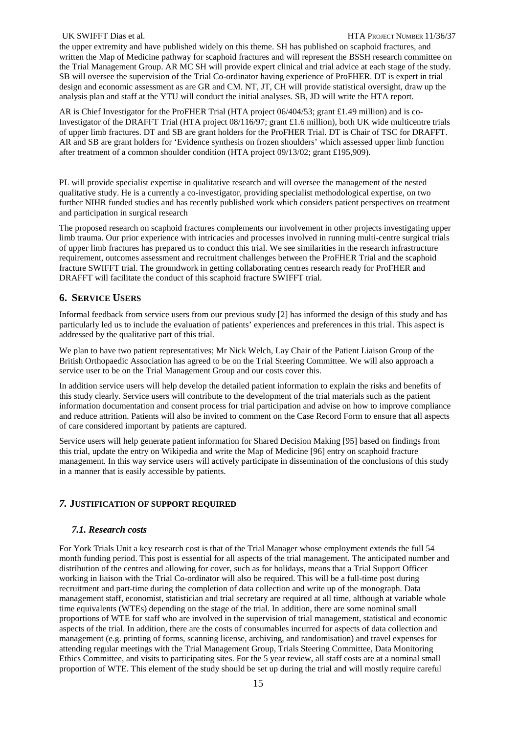the upper extremity and have published widely on this theme. SH has published on scaphoid fractures, and written the Map of Medicine pathway for scaphoid fractures and will represent the BSSH research committee on the Trial Management Group. AR MC SH will provide expert clinical and trial advice at each stage of the study. SB will oversee the supervision of the Trial Co-ordinator having experience of ProFHER. DT is expert in trial design and economic assessment as are GR and CM. NT, JT, CH will provide statistical oversight, draw up the analysis plan and staff at the YTU will conduct the initial analyses. SB, JD will write the HTA report.

AR is Chief Investigator for the ProFHER Trial (HTA project 06/404/53; grant £1.49 million) and is co-Investigator of the DRAFFT Trial (HTA project 08/116/97; grant £1.6 million), both UK wide multicentre trials of upper limb fractures. DT and SB are grant holders for the ProFHER Trial. DT is Chair of TSC for DRAFFT. AR and SB are grant holders for 'Evidence synthesis on frozen shoulders' which assessed upper limb function after treatment of a common shoulder condition (HTA project 09/13/02; grant £195,909).

PL will provide specialist expertise in qualitative research and will oversee the management of the nested qualitative study. He is a currently a co-investigator, providing specialist methodological expertise, on two further NIHR funded studies and has recently published work which considers patient perspectives on treatment and participation in surgical research

The proposed research on scaphoid fractures complements our involvement in other projects investigating upper limb trauma. Our prior experience with intricacies and processes involved in running multi-centre surgical trials of upper limb fractures has prepared us to conduct this trial. We see similarities in the research infrastructure requirement, outcomes assessment and recruitment challenges between the ProFHER Trial and the scaphoid fracture SWIFFT trial. The groundwork in getting collaborating centres research ready for ProFHER and DRAFFT will facilitate the conduct of this scaphoid fracture SWIFFT trial.

## 6. Service Users

Informal feedback from service users from our previous study [2] has informed the design of this study and has particularly led us to include the evaluation of patients' experiences and preferences in this trial. This aspect is addressed by the qualitative part of this trial.

We plan to have two patient representatives; Mr Nick Welch, Lay Chair of the Patient Liaison Group of the British Orthopaedic Association has agreed to be on the Trial Steering Committee. We will also approach a service user to be on the Trial Management Group and our costs cover this.

In addition service users will help develop the detailed patient information to explain the risks and benefits of this study clearly. Service users will contribute to the development of the trial materials such as the patient information documentation and consent process for trial participation and advise on how to improve compliance and reduce attrition. Patients will also be invited to comment on the Case Record Form to ensure that all aspects of care considered important by patients are captured.

Service users will help generate patient information for Shared Decision Making [95] based on findings from this trial, update the entry on Wikipedia and write the Map of Medicine [96] entry on scaphoid fracture management. In this way service users will actively participate in dissemination of the conclusions of this study in a manner that is easily accessible by patients.

## *7.* Justification of support required

### *7.1. Research costs*

For York Trials Unit a key research cost is that of the Trial Manager whose employment extends the full 54 month funding period. This post is essential for all aspects of the trial management. The anticipated number and distribution of the centres and allowing for cover, such as for holidays, means that a Trial Support Officer working in liaison with the Trial Co-ordinator will also be required. This will be a full-time post during recruitment and part-time during the completion of data collection and write up of the monograph. Data management staff, economist, statistician and trial secretary are required at all time, although at variable whole time equivalents (WTEs) depending on the stage of the trial. In addition, there are some nominal small proportions of WTE for staff who are involved in the supervision of trial management, statistical and economic aspects of the trial. In addition, there are the costs of consumables incurred for aspects of data collection and management (e.g. printing of forms, scanning license, archiving, and randomisation) and travel expenses for attending regular meetings with the Trial Management Group, Trials Steering Committee, Data Monitoring Ethics Committee, and visits to participating sites. For the 5 year review, all staff costs are at a nominal small proportion of WTE. This element of the study should be set up during the trial and will mostly require careful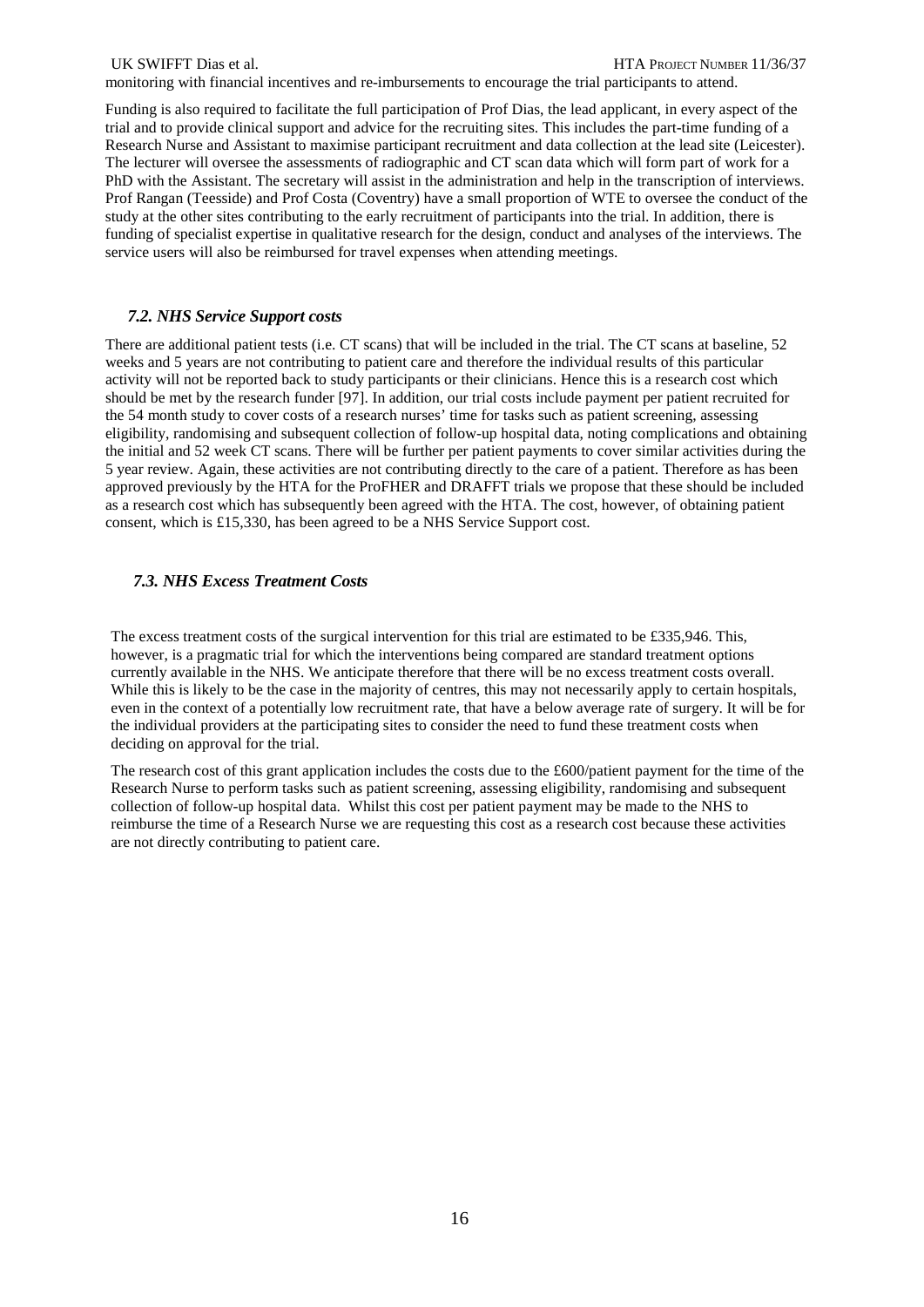monitoring with financial incentives and re-imbursements to encourage the trial participants to attend.

Funding is also required to facilitate the full participation of Prof Dias, the lead applicant, in every aspect of the trial and to provide clinical support and advice for the recruiting sites. This includes the part-time funding of a Research Nurse and Assistant to maximise participant recruitment and data collection at the lead site (Leicester). The lecturer will oversee the assessments of radiographic and CT scan data which will form part of work for a PhD with the Assistant. The secretary will assist in the administration and help in the transcription of interviews. Prof Rangan (Teesside) and Prof Costa (Coventry) have a small proportion of WTE to oversee the conduct of the study at the other sites contributing to the early recruitment of participants into the trial. In addition, there is funding of specialist expertise in qualitative research for the design, conduct and analyses of the interviews. The service users will also be reimbursed for travel expenses when attending meetings.

### *7.2. NHS Service Support costs*

There are additional patient tests (i.e. CT scans) that will be included in the trial. The CT scans at baseline, 52 weeks and 5 years are not contributing to patient care and therefore the individual results of this particular activity will not be reported back to study participants or their clinicians. Hence this is a research cost which should be met by the research funder [97]. In addition, our trial costs include payment per patient recruited for the 54 month study to cover costs of a research nurses' time for tasks such as patient screening, assessing eligibility, randomising and subsequent collection of follow-up hospital data, noting complications and obtaining the initial and 52 week CT scans. There will be further per patient payments to cover similar activities during the 5 year review. Again, these activities are not contributing directly to the care of a patient. Therefore as has been approved previously by the HTA for the ProFHER and DRAFFT trials we propose that these should be included as a research cost which has subsequently been agreed with the HTA. The cost, however, of obtaining patient consent, which is £15,330, has been agreed to be a NHS Service Support cost.

### *7.3. NHS Excess Treatment Costs*

The excess treatment costs of the surgical intervention for this trial are estimated to be £335,946. This, however, is a pragmatic trial for which the interventions being compared are standard treatment options currently available in the NHS. We anticipate therefore that there will be no excess treatment costs overall. While this is likely to be the case in the majority of centres, this may not necessarily apply to certain hospitals, even in the context of a potentially low recruitment rate, that have a below average rate of surgery. It will be for the individual providers at the participating sites to consider the need to fund these treatment costs when deciding on approval for the trial.

The research cost of this grant application includes the costs due to the £600/patient payment for the time of the Research Nurse to perform tasks such as patient screening, assessing eligibility, randomising and subsequent collection of follow-up hospital data. Whilst this cost per patient payment may be made to the NHS to reimburse the time of a Research Nurse we are requesting this cost as a research cost because these activities are not directly contributing to patient care.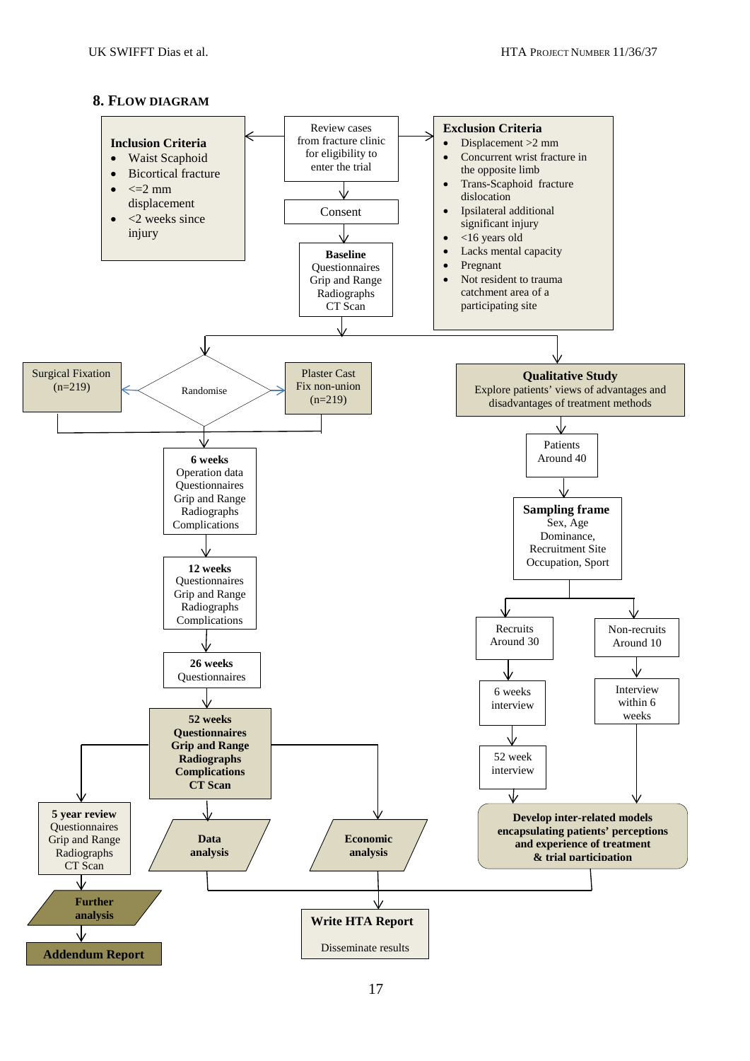## 8. Flow Diagram

**Review cases from fracture clinic for eligibility to enter the trial**

**Inclusion Criteria**
- Waist Scaphoid
- Bicortical fracture
- <=2 mm displacement
- <2 weeks since injury

**Exclusion Criteria**
- Displacement >2 mm
- Concurrent wrist fracture in the opposite limb
- Trans-Scaphoid fracture dislocation
- Ipsilateral additional significant injury
- <16 years old
- Lacks mental capacity
- Pregnant
- Not resident to trauma catchment area of a participating site

Consent

**Baseline**
Questionnaires
Grip and Range
Radiographs
CT Scan

Randomise

Surgical Fixation (n=219)

Plaster Cast Fix non-union (n=219)

**6 weeks**
Operation data
Questionnaires
Grip and Range
Radiographs
Complications

**12 weeks**
Questionnaires
Grip and Range
Radiographs
Complications

**26 weeks**
Questionnaires

**52 weeks**
**Questionnaires**
**Grip and Range**
**Radiographs**
**Complications**
**CT Scan**

**5 year review**
Questionnaires
Grip and Range
Radiographs
CT Scan

**Further analysis**

**Addendum Report**

**Data analysis**

**Economic analysis**

**Qualitative Study**
Explore patients' views of advantages and disadvantages of treatment methods

Patients
Around 40

**Sampling frame**
Sex, Age
Dominance,
Recruitment Site
Occupation, Sport

Recruits
Around 30

6 weeks interview

52 week interview

Non-recruits
Around 10

Interview within 6 weeks

**Develop inter-related models encapsulating patients' perceptions and experience of treatment & trial participation**

**Write HTA Report**
Disseminate results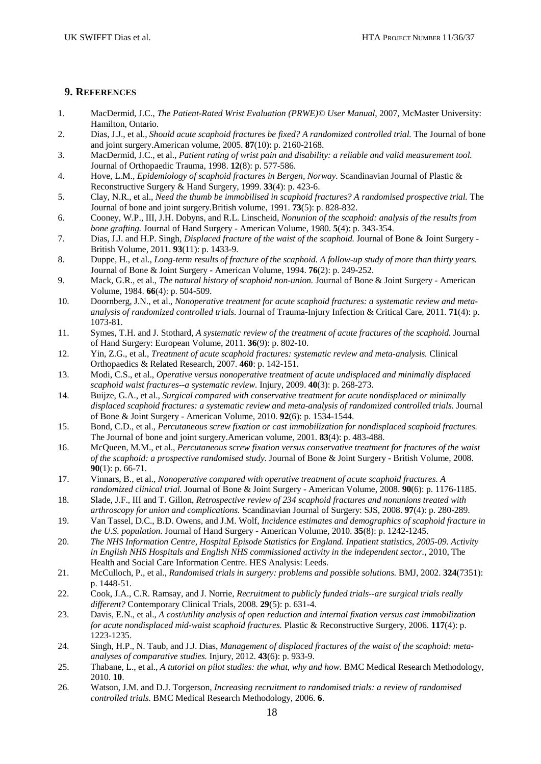## 9. References

1. MacDermid, J.C., *The Patient-Rated Wrist Evaluation (PRWE)© User Manual*, 2007, McMaster University: Hamilton, Ontario.
2. Dias, J.J., et al., *Should acute scaphoid fractures be fixed? A randomized controlled trial.* The Journal of bone and joint surgery.American volume, 2005. **87**(10): p. 2160-2168.
3. MacDermid, J.C., et al., *Patient rating of wrist pain and disability: a reliable and valid measurement tool.* Journal of Orthopaedic Trauma, 1998. **12**(8): p. 577-586.
4. Hove, L.M., *Epidemiology of scaphoid fractures in Bergen, Norway.* Scandinavian Journal of Plastic & Reconstructive Surgery & Hand Surgery, 1999. **33**(4): p. 423-6.
5. Clay, N.R., et al., *Need the thumb be immobilised in scaphoid fractures? A randomised prospective trial.* The Journal of bone and joint surgery.British volume, 1991. **73**(5): p. 828-832.
6. Cooney, W.P., III, J.H. Dobyns, and R.L. Linscheid, *Nonunion of the scaphoid: analysis of the results from bone grafting.* Journal of Hand Surgery - American Volume, 1980. **5**(4): p. 343-354.
7. Dias, J.J. and H.P. Singh, *Displaced fracture of the waist of the scaphoid.* Journal of Bone & Joint Surgery - British Volume, 2011. **93**(11): p. 1433-9.
8. Duppe, H., et al., *Long-term results of fracture of the scaphoid. A follow-up study of more than thirty years.* Journal of Bone & Joint Surgery - American Volume, 1994. **76**(2): p. 249-252.
9. Mack, G.R., et al., *The natural history of scaphoid non-union.* Journal of Bone & Joint Surgery - American Volume, 1984. **66**(4): p. 504-509.
10. Doornberg, J.N., et al., *Nonoperative treatment for acute scaphoid fractures: a systematic review and meta-analysis of randomized controlled trials.* Journal of Trauma-Injury Infection & Critical Care, 2011. **71**(4): p. 1073-81.
11. Symes, T.H. and J. Stothard, *A systematic review of the treatment of acute fractures of the scaphoid.* Journal of Hand Surgery: European Volume, 2011. **36**(9): p. 802-10.
12. Yin, Z.G., et al., *Treatment of acute scaphoid fractures: systematic review and meta-analysis.* Clinical Orthopaedics & Related Research, 2007. **460**: p. 142-151.
13. Modi, C.S., et al., *Operative versus nonoperative treatment of acute undisplaced and minimally displaced scaphoid waist fractures--a systematic review.* Injury, 2009. **40**(3): p. 268-273.
14. Buijze, G.A., et al., *Surgical compared with conservative treatment for acute nondisplaced or minimally displaced scaphoid fractures: a systematic review and meta-analysis of randomized controlled trials.* Journal of Bone & Joint Surgery - American Volume, 2010. **92**(6): p. 1534-1544.
15. Bond, C.D., et al., *Percutaneous screw fixation or cast immobilization for nondisplaced scaphoid fractures.* The Journal of bone and joint surgery.American volume, 2001. **83**(4): p. 483-488.
16. McQueen, M.M., et al., *Percutaneous screw fixation versus conservative treatment for fractures of the waist of the scaphoid: a prospective randomised study.* Journal of Bone & Joint Surgery - British Volume, 2008. **90**(1): p. 66-71.
17. Vinnars, B., et al., *Nonoperative compared with operative treatment of acute scaphoid fractures. A randomized clinical trial.* Journal of Bone & Joint Surgery - American Volume, 2008. **90**(6): p. 1176-1185.
18. Slade, J.F., III and T. Gillon, *Retrospective review of 234 scaphoid fractures and nonunions treated with arthroscopy for union and complications.* Scandinavian Journal of Surgery: SJS, 2008. **97**(4): p. 280-289.
19. Van Tassel, D.C., B.D. Owens, and J.M. Wolf, *Incidence estimates and demographics of scaphoid fracture in the U.S. population.* Journal of Hand Surgery - American Volume, 2010. **35**(8): p. 1242-1245.
20. *The NHS Information Centre, Hospital Episode Statistics for England. Inpatient statistics, 2005-09. Activity in English NHS Hospitals and English NHS commissioned activity in the independent sector.*, 2010, The Health and Social Care Information Centre. HES Analysis: Leeds.
21. McCulloch, P., et al., *Randomised trials in surgery: problems and possible solutions.* BMJ, 2002. **324**(7351): p. 1448-51.
22. Cook, J.A., C.R. Ramsay, and J. Norrie, *Recruitment to publicly funded trials--are surgical trials really different?* Contemporary Clinical Trials, 2008. **29**(5): p. 631-4.
23. Davis, E.N., et al., *A cost/utility analysis of open reduction and internal fixation versus cast immobilization for acute nondisplaced mid-waist scaphoid fractures.* Plastic & Reconstructive Surgery, 2006. **117**(4): p. 1223-1235.
24. Singh, H.P., N. Taub, and J.J. Dias, *Management of displaced fractures of the waist of the scaphoid: meta-analyses of comparative studies.* Injury, 2012. **43**(6): p. 933-9.
25. Thabane, L., et al., *A tutorial on pilot studies: the what, why and how.* BMC Medical Research Methodology, 2010. **10**.
26. Watson, J.M. and D.J. Torgerson, *Increasing recruitment to randomised trials: a review of randomised controlled trials.* BMC Medical Research Methodology, 2006. **6**.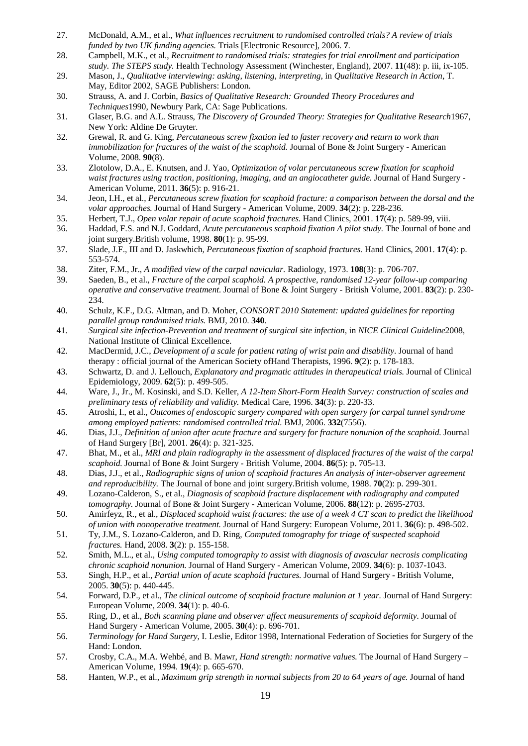27. McDonald, A.M., et al., *What influences recruitment to randomised controlled trials? A review of trials funded by two UK funding agencies.* Trials [Electronic Resource], 2006. **7**.
28. Campbell, M.K., et al., *Recruitment to randomised trials: strategies for trial enrollment and participation study. The STEPS study.* Health Technology Assessment (Winchester, England), 2007. **11**(48): p. iii, ix-105.
29. Mason, J., *Qualitative interviewing: asking, listening, interpreting*, in *Qualitative Research in Action*, T. May, Editor 2002, SAGE Publishers: London.
30. Strauss, A. and J. Corbin, *Basics of Qualitative Research: Grounded Theory Procedures and Techniques*1990, Newbury Park, CA: Sage Publications.
31. Glaser, B.G. and A.L. Strauss, *The Discovery of Grounded Theory: Strategies for Qualitative Research*1967, New York: Aldine De Gruyter.
32. Grewal, R. and G. King, *Percutaneous screw fixation led to faster recovery and return to work than immobilization for fractures of the waist of the scaphoid.* Journal of Bone & Joint Surgery - American Volume, 2008. **90**(8).
33. Zlotolow, D.A., E. Knutsen, and J. Yao, *Optimization of volar percutaneous screw fixation for scaphoid waist fractures using traction, positioning, imaging, and an angiocatheter guide.* Journal of Hand Surgery - American Volume, 2011. **36**(5): p. 916-21.
34. Jeon, I.H., et al., *Percutaneous screw fixation for scaphoid fracture: a comparison between the dorsal and the volar approaches.* Journal of Hand Surgery - American Volume, 2009. **34**(2): p. 228-236.
35. Herbert, T.J., *Open volar repair of acute scaphoid fractures.* Hand Clinics, 2001. **17**(4): p. 589-99, viii.
36. Haddad, F.S. and N.J. Goddard, *Acute percutaneous scaphoid fixation A pilot study.* The Journal of bone and joint surgery.British volume, 1998. **80**(1): p. 95-99.
37. Slade, J.F., III and D. Jaskwhich, *Percutaneous fixation of scaphoid fractures.* Hand Clinics, 2001. **17**(4): p. 553-574.
38. Ziter, F.M., Jr., *A modified view of the carpal navicular.* Radiology, 1973. **108**(3): p. 706-707.
39. Saeden, B., et al., *Fracture of the carpal scaphoid. A prospective, randomised 12-year follow-up comparing operative and conservative treatment.* Journal of Bone & Joint Surgery - British Volume, 2001. **83**(2): p. 230-234.
40. Schulz, K.F., D.G. Altman, and D. Moher, *CONSORT 2010 Statement: updated guidelines for reporting parallel group randomised trials.* BMJ, 2010. **340**.
41. *Surgical site infection-Prevention and treatment of surgical site infection*, in *NICE Clinical Guideline*2008, National Institute of Clinical Excellence.
42. MacDermid, J.C., *Development of a scale for patient rating of wrist pain and disability.* Journal of hand therapy : official journal of the American Society ofHand Therapists, 1996. **9**(2): p. 178-183.
43. Schwartz, D. and J. Lellouch, *Explanatory and pragmatic attitudes in therapeutical trials.* Journal of Clinical Epidemiology, 2009. **62**(5): p. 499-505.
44. Ware, J., Jr., M. Kosinski, and S.D. Keller, *A 12-Item Short-Form Health Survey: construction of scales and preliminary tests of reliability and validity.* Medical Care, 1996. **34**(3): p. 220-33.
45. Atroshi, I., et al., *Outcomes of endoscopic surgery compared with open surgery for carpal tunnel syndrome among employed patients: randomised controlled trial.* BMJ, 2006. **332**(7556).
46. Dias, J.J., *Definition of union after acute fracture and surgery for fracture nonunion of the scaphoid.* Journal of Hand Surgery [Br], 2001. **26**(4): p. 321-325.
47. Bhat, M., et al., *MRI and plain radiography in the assessment of displaced fractures of the waist of the carpal scaphoid.* Journal of Bone & Joint Surgery - British Volume, 2004. **86**(5): p. 705-13.
48. Dias, J.J., et al., *Radiographic signs of union of scaphoid fractures An analysis of inter-observer agreement and reproducibility.* The Journal of bone and joint surgery.British volume, 1988. **70**(2): p. 299-301.
49. Lozano-Calderon, S., et al., *Diagnosis of scaphoid fracture displacement with radiography and computed tomography.* Journal of Bone & Joint Surgery - American Volume, 2006. **88**(12): p. 2695-2703.
50. Amirfeyz, R., et al., *Displaced scaphoid waist fractures: the use of a week 4 CT scan to predict the likelihood of union with nonoperative treatment.* Journal of Hand Surgery: European Volume, 2011. **36**(6): p. 498-502.
51. Ty, J.M., S. Lozano-Calderon, and D. Ring, *Computed tomography for triage of suspected scaphoid fractures.* Hand, 2008. **3**(2): p. 155-158.
52. Smith, M.L., et al., *Using computed tomography to assist with diagnosis of avascular necrosis complicating chronic scaphoid nonunion.* Journal of Hand Surgery - American Volume, 2009. **34**(6): p. 1037-1043.
53. Singh, H.P., et al., *Partial union of acute scaphoid fractures.* Journal of Hand Surgery - British Volume, 2005. **30**(5): p. 440-445.
54. Forward, D.P., et al., *The clinical outcome of scaphoid fracture malunion at 1 year.* Journal of Hand Surgery: European Volume, 2009. **34**(1): p. 40-6.
55. Ring, D., et al., *Both scanning plane and observer affect measurements of scaphoid deformity.* Journal of Hand Surgery - American Volume, 2005. **30**(4): p. 696-701.
56. *Terminology for Hand Surgery*, I. Leslie, Editor 1998, International Federation of Societies for Surgery of the Hand: London.
57. Crosby, C.A., M.A. Wehbé, and B. Mawr, *Hand strength: normative values.* The Journal of Hand Surgery – American Volume, 1994. **19**(4): p. 665-670.
58. Hanten, W.P., et al., *Maximum grip strength in normal subjects from 20 to 64 years of age.* Journal of hand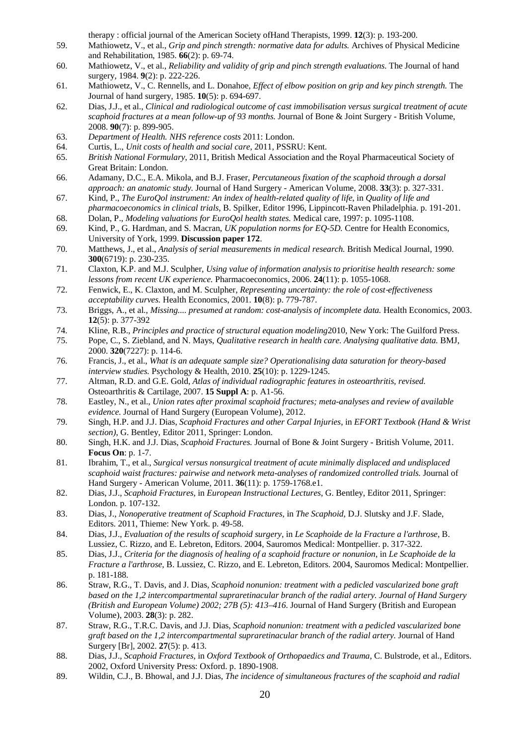therapy : official journal of the American Society ofHand Therapists, 1999. **12**(3): p. 193-200.

59. Mathiowetz, V., et al., *Grip and pinch strength: normative data for adults.* Archives of Physical Medicine and Rehabilitation, 1985. **66**(2): p. 69-74.
60. Mathiowetz, V., et al., *Reliability and validity of grip and pinch strength evaluations.* The Journal of hand surgery, 1984. **9**(2): p. 222-226.
61. Mathiowetz, V., C. Rennells, and L. Donahoe, *Effect of elbow position on grip and key pinch strength.* The Journal of hand surgery, 1985. **10**(5): p. 694-697.
62. Dias, J.J., et al., *Clinical and radiological outcome of cast immobilisation versus surgical treatment of acute scaphoid fractures at a mean follow-up of 93 months.* Journal of Bone & Joint Surgery - British Volume, 2008. **90**(7): p. 899-905.
63. *Department of Health. NHS reference costs* 2011: London.
64. Curtis, L., *Unit costs of health and social care*, 2011, PSSRU: Kent.
65. *British National Formulary*, 2011, British Medical Association and the Royal Pharmaceutical Society of Great Britain: London.
66. Adamany, D.C., E.A. Mikola, and B.J. Fraser, *Percutaneous fixation of the scaphoid through a dorsal approach: an anatomic study.* Journal of Hand Surgery - American Volume, 2008. **33**(3): p. 327-331.
67. Kind, P., *The EuroQol instrument: An index of health-related quality of life*, in *Quality of life and pharmacoeconomics in clinical trials*, B. Spilker, Editor 1996, Lippincott-Raven Philadelphia. p. 191-201.
68. Dolan, P., *Modeling valuations for EuroQol health states.* Medical care, 1997: p. 1095-1108.
69. Kind, P., G. Hardman, and S. Macran, *UK population norms for EQ-5D.* Centre for Health Economics, University of York, 1999. **Discussion paper 172**.
70. Matthews, J., et al., *Analysis of serial measurements in medical research.* British Medical Journal, 1990. **300**(6719): p. 230-235.
71. Claxton, K.P. and M.J. Sculpher, *Using value of information analysis to prioritise health research: some lessons from recent UK experience.* Pharmacoeconomics, 2006. **24**(11): p. 1055-1068.
72. Fenwick, E., K. Claxton, and M. Sculpher, *Representing uncertainty: the role of cost-effectiveness acceptability curves.* Health Economics, 2001. **10**(8): p. 779-787.
73. Briggs, A., et al., *Missing.... presumed at random: cost-analysis of incomplete data.* Health Economics, 2003. **12**(5): p. 377-392
74. Kline, R.B., *Principles and practice of structural equation modeling*2010, New York: The Guilford Press.
75. Pope, C., S. Ziebland, and N. Mays, *Qualitative research in health care. Analysing qualitative data.* BMJ, 2000. **320**(7227): p. 114-6.
76. Francis, J., et al., *What is an adequate sample size? Operationalising data saturation for theory-based interview studies.* Psychology & Health, 2010. **25**(10): p. 1229-1245.
77. Altman, R.D. and G.E. Gold, *Atlas of individual radiographic features in osteoarthritis, revised.* Osteoarthritis & Cartilage, 2007. **15 Suppl A**: p. A1-56.
78. Eastley, N., et al., *Union rates after proximal scaphoid fractures; meta-analyses and review of available evidence.* Journal of Hand Surgery (European Volume), 2012.
79. Singh, H.P. and J.J. Dias, *Scaphoid Fractures and other Carpal Injuries*, in *EFORT Textbook (Hand & Wrist section)*, G. Bentley, Editor 2011, Springer: London.
80. Singh, H.K. and J.J. Dias, *Scaphoid Fractures.* Journal of Bone & Joint Surgery - British Volume, 2011. **Focus On**: p. 1-7.
81. Ibrahim, T., et al., *Surgical versus nonsurgical treatment of acute minimally displaced and undisplaced scaphoid waist fractures: pairwise and network meta-analyses of randomized controlled trials.* Journal of Hand Surgery - American Volume, 2011. **36**(11): p. 1759-1768.e1.
82. Dias, J.J., *Scaphoid Fractures*, in *European Instructional Lectures*, G. Bentley, Editor 2011, Springer: London. p. 107-132.
83. Dias, J., *Nonoperative treatment of Scaphoid Fractures*, in *The Scaphoid*, D.J. Slutsky and J.F. Slade, Editors. 2011, Thieme: New York. p. 49-58.
84. Dias, J.J., *Evaluation of the results of scaphoid surgery*, in *Le Scaphoide de la Fracture a l'arthrose*, B. Lussiez, C. Rizzo, and E. Lebreton, Editors. 2004, Sauromos Medical: Montpellier. p. 317-322.
85. Dias, J.J., *Criteria for the diagnosis of healing of a scaphoid fracture or nonunion*, in *Le Scaphoide de la Fracture a l'arthrose*, B. Lussiez, C. Rizzo, and E. Lebreton, Editors. 2004, Sauromos Medical: Montpellier. p. 181-188.
86. Straw, R.G., T. Davis, and J. Dias, *Scaphoid nonunion: treatment with a pedicled vascularized bone graft based on the 1,2 intercompartmental supraretinacular branch of the radial artery. Journal of Hand Surgery (British and European Volume) 2002; 27B (5): 413–416.* Journal of Hand Surgery (British and European Volume), 2003. **28**(3): p. 282.
87. Straw, R.G., T.R.C. Davis, and J.J. Dias, *Scaphoid nonunion: treatment with a pedicled vascularized bone graft based on the 1,2 intercompartmental supraretinacular branch of the radial artery.* Journal of Hand Surgery [Br], 2002. **27**(5): p. 413.
88. Dias, J.J., *Scaphoid Fractures*, in *Oxford Textbook of Orthopaedics and Trauma*, C. Bulstrode, et al., Editors. 2002, Oxford University Press: Oxford. p. 1890-1908.
89. Wildin, C.J., B. Bhowal, and J.J. Dias, *The incidence of simultaneous fractures of the scaphoid and radial*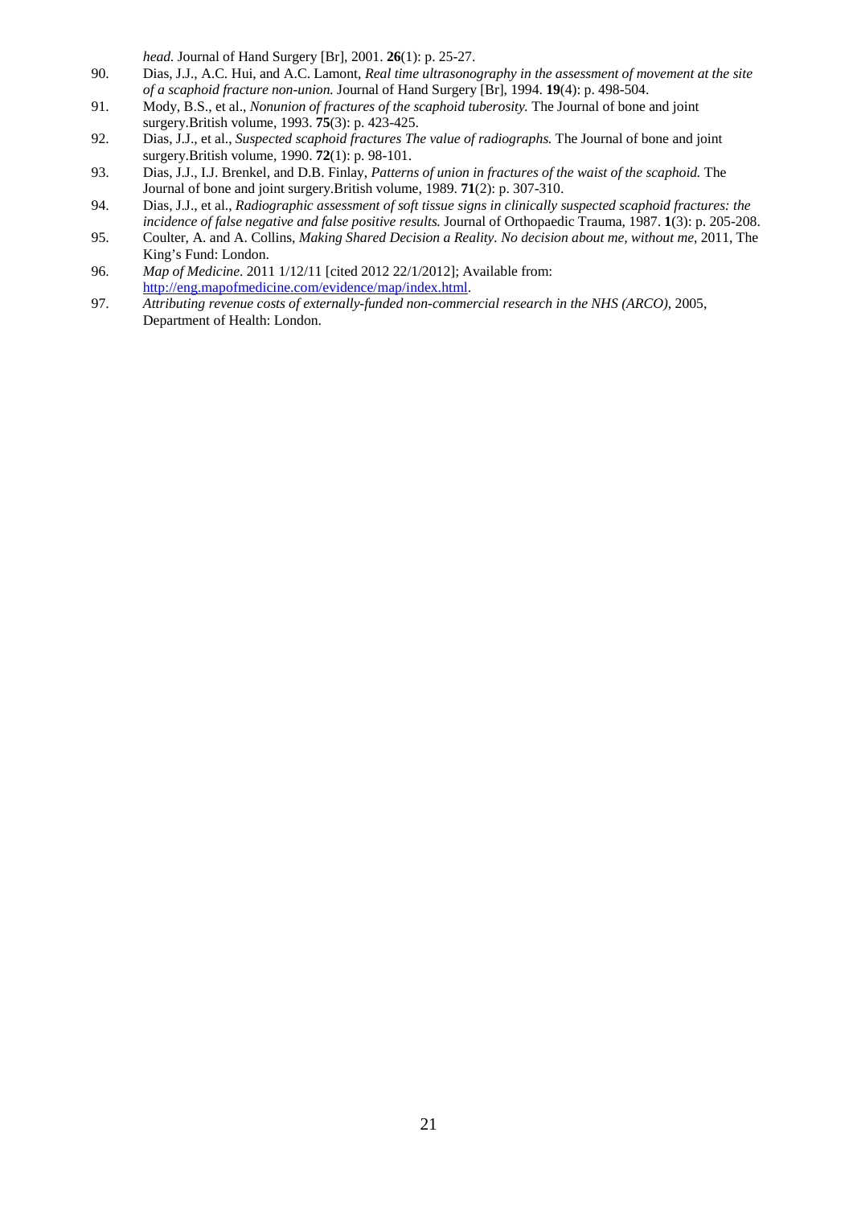*head.* Journal of Hand Surgery [Br], 2001. **26**(1): p. 25-27.

90. Dias, J.J., A.C. Hui, and A.C. Lamont, *Real time ultrasonography in the assessment of movement at the site of a scaphoid fracture non-union.* Journal of Hand Surgery [Br], 1994. **19**(4): p. 498-504.
91. Mody, B.S., et al., *Nonunion of fractures of the scaphoid tuberosity.* The Journal of bone and joint surgery.British volume, 1993. **75**(3): p. 423-425.
92. Dias, J.J., et al., *Suspected scaphoid fractures The value of radiographs.* The Journal of bone and joint surgery.British volume, 1990. **72**(1): p. 98-101.
93. Dias, J.J., I.J. Brenkel, and D.B. Finlay, *Patterns of union in fractures of the waist of the scaphoid.* The Journal of bone and joint surgery.British volume, 1989. **71**(2): p. 307-310.
94. Dias, J.J., et al., *Radiographic assessment of soft tissue signs in clinically suspected scaphoid fractures: the incidence of false negative and false positive results.* Journal of Orthopaedic Trauma, 1987. **1**(3): p. 205-208.
95. Coulter, A. and A. Collins, *Making Shared Decision a Reality. No decision about me, without me*, 2011, The King's Fund: London.
96. *Map of Medicine*. 2011 1/12/11 [cited 2012 22/1/2012]; Available from: http://eng.mapofmedicine.com/evidence/map/index.html.
97. *Attributing revenue costs of externally-funded non-commercial research in the NHS (ARCO)*, 2005, Department of Health: London.